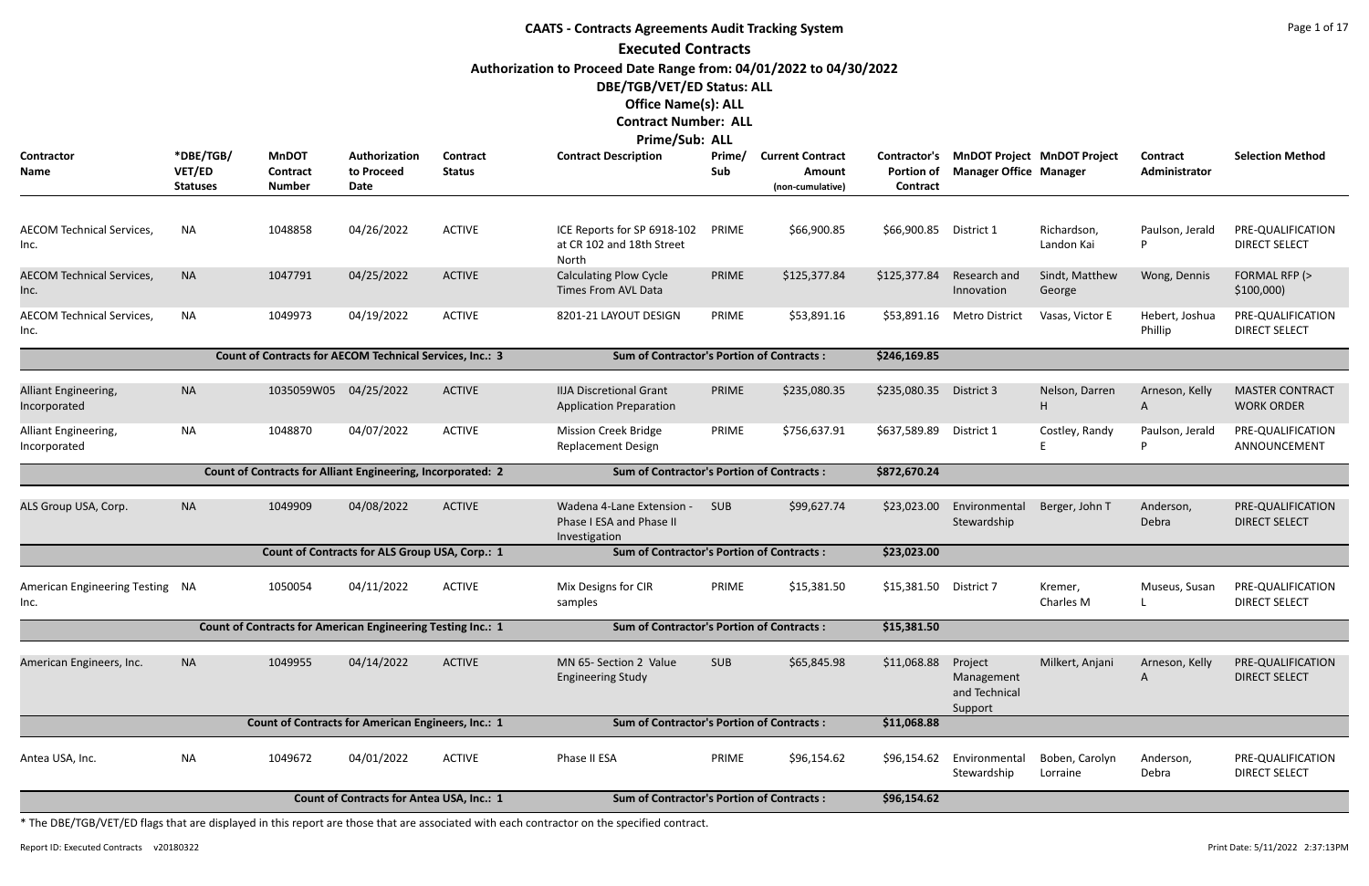# CAATS - Contracts Agreements Audit Tracking System

## Executed Contracts

**Authorization to Proceed Date Range from: 04/01/2022 to 04/30/2022**

**DBE/TGB/VET/ED Status: ALL**

**Office Name(s): ALL**

**Contract Number: ALL**

**Prime/Sub: ALL**

| Contractor Name | *DBE/TGB/ VET/ED Statuses | MnDOT Contract Number | Authorization to Proceed Date | Contract Status | Contract Description | Prime/ Sub | Current Contract Amount (non-cumulative) | Contractor's Portion of Contract | MnDOT Project Manager Office | MnDOT Project Manager | Contract Administrator | Selection Method |
|---|---|---|---|---|---|---|---|---|---|---|---|---|
| AECOM Technical Services, Inc. | NA | 1048858 | 04/26/2022 | ACTIVE | ICE Reports for SP 6918-102 at CR 102 and 18th Street North | PRIME | $66,900.85 | $66,900.85 | District 1 | Richardson, Landon Kai | Paulson, Jerald P | PRE-QUALIFICATION DIRECT SELECT |
| AECOM Technical Services, Inc. | NA | 1047791 | 04/25/2022 | ACTIVE | Calculating Plow Cycle Times From AVL Data | PRIME | $125,377.84 | $125,377.84 | Research and Innovation | Sindt, Matthew George | Wong, Dennis | FORMAL RFP (> $100,000) |
| AECOM Technical Services, Inc. | NA | 1049973 | 04/19/2022 | ACTIVE | 8201-21 LAYOUT DESIGN | PRIME | $53,891.16 | $53,891.16 | Metro District | Vasas, Victor E | Hebert, Joshua Phillip | PRE-QUALIFICATION DIRECT SELECT |
| | | Count of Contracts for AECOM Technical Services, Inc.: 3 | | | Sum of Contractor's Portion of Contracts : | | | $246,169.85 | | | | |
| Alliant Engineering, Incorporated | NA | 1035059W05 | 04/25/2022 | ACTIVE | IIJA Discretional Grant Application Preparation | PRIME | $235,080.35 | $235,080.35 | District 3 | Nelson, Darren H | Arneson, Kelly A | MASTER CONTRACT WORK ORDER |
| Alliant Engineering, Incorporated | NA | 1048870 | 04/07/2022 | ACTIVE | Mission Creek Bridge Replacement Design | PRIME | $756,637.91 | $637,589.89 | District 1 | Costley, Randy E | Paulson, Jerald P | PRE-QUALIFICATION ANNOUNCEMENT |
| | | Count of Contracts for Alliant Engineering, Incorporated: 2 | | | Sum of Contractor's Portion of Contracts : | | | $872,670.24 | | | | |
| ALS Group USA, Corp. | NA | 1049909 | 04/08/2022 | ACTIVE | Wadena 4-Lane Extension - Phase I ESA and Phase II Investigation | SUB | $99,627.74 | $23,023.00 | Environmental Stewardship | Berger, John T | Anderson, Debra | PRE-QUALIFICATION DIRECT SELECT |
| | | Count of Contracts for ALS Group USA, Corp.: 1 | | | Sum of Contractor's Portion of Contracts : | | | $23,023.00 | | | | |
| American Engineering Testing Inc. | NA | 1050054 | 04/11/2022 | ACTIVE | Mix Designs for CIR samples | PRIME | $15,381.50 | $15,381.50 | District 7 | Kremer, Charles M | Museus, Susan L | PRE-QUALIFICATION DIRECT SELECT |
| | | Count of Contracts for American Engineering Testing Inc.: 1 | | | Sum of Contractor's Portion of Contracts : | | | $15,381.50 | | | | |
| American Engineers, Inc. | NA | 1049955 | 04/14/2022 | ACTIVE | MN 65- Section 2 Value Engineering Study | SUB | $65,845.98 | $11,068.88 | Project Management and Technical Support | Milkert, Anjani | Arneson, Kelly A | PRE-QUALIFICATION DIRECT SELECT |
| | | Count of Contracts for American Engineers, Inc.: 1 | | | Sum of Contractor's Portion of Contracts : | | | $11,068.88 | | | | |
| Antea USA, Inc. | NA | 1049672 | 04/01/2022 | ACTIVE | Phase II ESA | PRIME | $96,154.62 | $96,154.62 | Environmental Stewardship | Boben, Carolyn Lorraine | Anderson, Debra | PRE-QUALIFICATION DIRECT SELECT |
| | | Count of Contracts for Antea USA, Inc.: 1 | | | Sum of Contractor's Portion of Contracts : | | | $96,154.62 | | | | |

* The DBE/TGB/VET/ED flags that are displayed in this report are those that are associated with each contractor on the specified contract.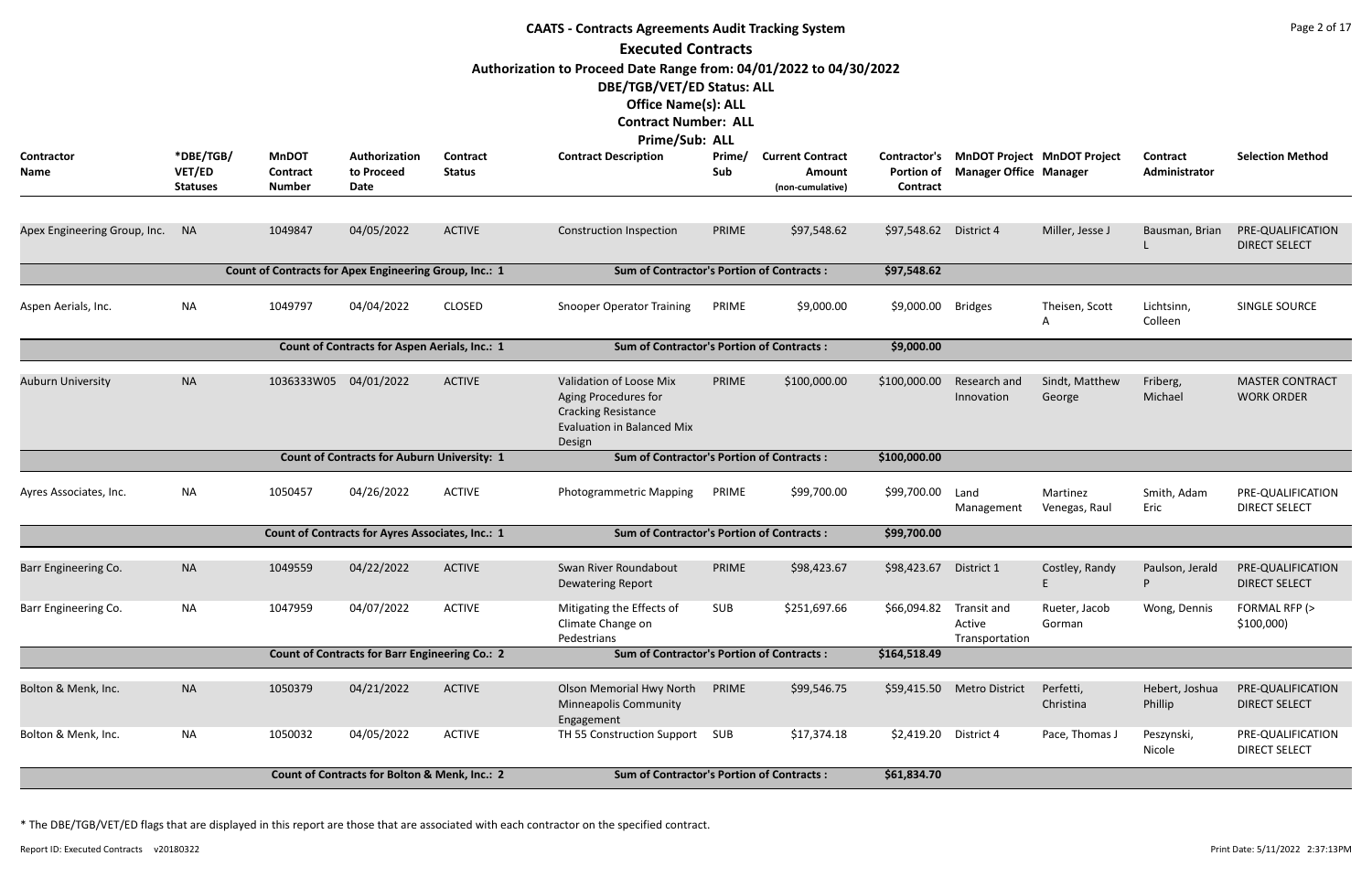# CAATS - Contracts Agreements Audit Tracking System

## Executed Contracts

**Authorization to Proceed Date Range from: 04/01/2022 to 04/30/2022**
**DBE/TGB/VET/ED Status: ALL**
**Office Name(s): ALL**
**Contract Number: ALL**
**Prime/Sub: ALL**

| Contractor Name | *DBE/TGB/VET/ED Statuses | MnDOT Contract Number | Authorization to Proceed Date | Contract Status | Contract Description | Prime/Sub | Current Contract Amount (non-cumulative) | Contractor's Portion of Contract | MnDOT Project Manager Office | MnDOT Project Manager | Contract Administrator | Selection Method |
|---|---|---|---|---|---|---|---|---|---|---|---|---|
| Apex Engineering Group, Inc. | NA | 1049847 | 04/05/2022 | ACTIVE | Construction Inspection | PRIME | $97,548.62 | $97,548.62 | District 4 | Miller, Jesse J | Bausman, Brian L | PRE-QUALIFICATION DIRECT SELECT |
| | | Count of Contracts for Apex Engineering Group, Inc.: 1 | | | Sum of Contractor's Portion of Contracts : | | | $97,548.62 | | | | |
| Aspen Aerials, Inc. | NA | 1049797 | 04/04/2022 | CLOSED | Snooper Operator Training | PRIME | $9,000.00 | $9,000.00 | Bridges | Theisen, Scott A | Lichtsinn, Colleen | SINGLE SOURCE |
| | | Count of Contracts for Aspen Aerials, Inc.: 1 | | | Sum of Contractor's Portion of Contracts : | | | $9,000.00 | | | | |
| Auburn University | NA | 1036333W05 | 04/01/2022 | ACTIVE | Validation of Loose Mix Aging Procedures for Cracking Resistance Evaluation in Balanced Mix Design | PRIME | $100,000.00 | $100,000.00 | Research and Innovation | Sindt, Matthew George | Friberg, Michael | MASTER CONTRACT WORK ORDER |
| | | Count of Contracts for Auburn University: 1 | | | Sum of Contractor's Portion of Contracts : | | | $100,000.00 | | | | |
| Ayres Associates, Inc. | NA | 1050457 | 04/26/2022 | ACTIVE | Photogrammetric Mapping | PRIME | $99,700.00 | $99,700.00 | Land Management | Martinez Venegas, Raul | Smith, Adam Eric | PRE-QUALIFICATION DIRECT SELECT |
| | | Count of Contracts for Ayres Associates, Inc.: 1 | | | Sum of Contractor's Portion of Contracts : | | | $99,700.00 | | | | |
| Barr Engineering Co. | NA | 1049559 | 04/22/2022 | ACTIVE | Swan River Roundabout Dewatering Report | PRIME | $98,423.67 | $98,423.67 | District 1 | Costley, Randy E | Paulson, Jerald P | PRE-QUALIFICATION DIRECT SELECT |
| Barr Engineering Co. | NA | 1047959 | 04/07/2022 | ACTIVE | Mitigating the Effects of Climate Change on Pedestrians | SUB | $251,697.66 | $66,094.82 | Transit and Active Transportation | Rueter, Jacob Gorman | Wong, Dennis | FORMAL RFP (> $100,000) |
| | | Count of Contracts for Barr Engineering Co.: 2 | | | Sum of Contractor's Portion of Contracts : | | | $164,518.49 | | | | |
| Bolton & Menk, Inc. | NA | 1050379 | 04/21/2022 | ACTIVE | Olson Memorial Hwy North Minneapolis Community Engagement | PRIME | $99,546.75 | $59,415.50 | Metro District | Perfetti, Christina | Hebert, Joshua Phillip | PRE-QUALIFICATION DIRECT SELECT |
| Bolton & Menk, Inc. | NA | 1050032 | 04/05/2022 | ACTIVE | TH 55 Construction Support | SUB | $17,374.18 | $2,419.20 | District 4 | Pace, Thomas J | Peszynski, Nicole | PRE-QUALIFICATION DIRECT SELECT |
| | | Count of Contracts for Bolton & Menk, Inc.: 2 | | | Sum of Contractor's Portion of Contracts : | | | $61,834.70 | | | | |

\* The DBE/TGB/VET/ED flags that are displayed in this report are those that are associated with each contractor on the specified contract.

Report ID: Executed Contracts v20180322

Print Date: 5/11/2022 2:37:13PM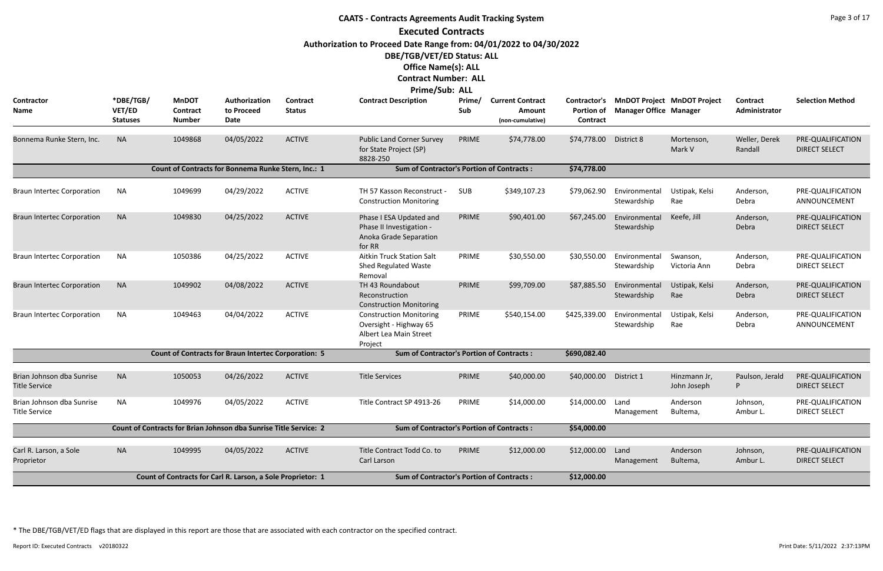# CAATS - Contracts Agreements Audit Tracking System

## Executed Contracts

**Authorization to Proceed Date Range from: 04/01/2022 to 04/30/2022**

**DBE/TGB/VET/ED Status: ALL**

**Office Name(s): ALL**

**Contract Number: ALL**

**Prime/Sub: ALL**

| Contractor Name | *DBE/TGB/ VET/ED Statuses | MnDOT Contract Number | Authorization to Proceed Date | Contract Status | Contract Description | Prime/ Sub | Current Contract Amount (non-cumulative) | Contractor's Portion of Contract | MnDOT Project Manager Office | MnDOT Project Manager | Contract Administrator | Selection Method |
|---|---|---|---|---|---|---|---|---|---|---|---|---|
| Bonnema Runke Stern, Inc. | NA | 1049868 | 04/05/2022 | ACTIVE | Public Land Corner Survey for State Project (SP) 8828-250 | PRIME | $74,778.00 | $74,778.00 | District 8 | Mortenson, Mark V | Weller, Derek Randall | PRE-QUALIFICATION DIRECT SELECT |
| | | Count of Contracts for Bonnema Runke Stern, Inc.: 1 | | | Sum of Contractor's Portion of Contracts : | | | $74,778.00 | | | | |
| Braun Intertec Corporation | NA | 1049699 | 04/29/2022 | ACTIVE | TH 57 Kasson Reconstruct - Construction Monitoring | SUB | $349,107.23 | $79,062.90 | Environmental Stewardship | Ustipak, Kelsi Rae | Anderson, Debra | PRE-QUALIFICATION ANNOUNCEMENT |
| Braun Intertec Corporation | NA | 1049830 | 04/25/2022 | ACTIVE | Phase I ESA Updated and Phase II Investigation - Anoka Grade Separation for RR | PRIME | $90,401.00 | $67,245.00 | Environmental Stewardship | Keefe, Jill | Anderson, Debra | PRE-QUALIFICATION DIRECT SELECT |
| Braun Intertec Corporation | NA | 1050386 | 04/25/2022 | ACTIVE | Aitkin Truck Station Salt Shed Regulated Waste Removal | PRIME | $30,550.00 | $30,550.00 | Environmental Stewardship | Swanson, Victoria Ann | Anderson, Debra | PRE-QUALIFICATION DIRECT SELECT |
| Braun Intertec Corporation | NA | 1049902 | 04/08/2022 | ACTIVE | TH 43 Roundabout Reconstruction Construction Monitoring | PRIME | $99,709.00 | $87,885.50 | Environmental Stewardship | Ustipak, Kelsi Rae | Anderson, Debra | PRE-QUALIFICATION DIRECT SELECT |
| Braun Intertec Corporation | NA | 1049463 | 04/04/2022 | ACTIVE | Construction Monitoring Oversight - Highway 65 Albert Lea Main Street Project | PRIME | $540,154.00 | $425,339.00 | Environmental Stewardship | Ustipak, Kelsi Rae | Anderson, Debra | PRE-QUALIFICATION ANNOUNCEMENT |
| | | Count of Contracts for Braun Intertec Corporation: 5 | | | Sum of Contractor's Portion of Contracts : | | | $690,082.40 | | | | |
| Brian Johnson dba Sunrise Title Service | NA | 1050053 | 04/26/2022 | ACTIVE | Title Services | PRIME | $40,000.00 | $40,000.00 | District 1 | Hinzmann Jr, John Joseph | Paulson, Jerald P | PRE-QUALIFICATION DIRECT SELECT |
| Brian Johnson dba Sunrise Title Service | NA | 1049976 | 04/05/2022 | ACTIVE | Title Contract SP 4913-26 | PRIME | $14,000.00 | $14,000.00 | Land Management | Anderson Bultema, | Johnson, Ambur L. | PRE-QUALIFICATION DIRECT SELECT |
| | | Count of Contracts for Brian Johnson dba Sunrise Title Service: 2 | | | Sum of Contractor's Portion of Contracts : | | | $54,000.00 | | | | |
| Carl R. Larson, a Sole Proprietor | NA | 1049995 | 04/05/2022 | ACTIVE | Title Contract Todd Co. to Carl Larson | PRIME | $12,000.00 | $12,000.00 | Land Management | Anderson Bultema, | Johnson, Ambur L. | PRE-QUALIFICATION DIRECT SELECT |
| | | Count of Contracts for Carl R. Larson, a Sole Proprietor: 1 | | | Sum of Contractor's Portion of Contracts : | | | $12,000.00 | | | | |

* The DBE/TGB/VET/ED flags that are displayed in this report are those that are associated with each contractor on the specified contract.

Report ID: Executed Contracts v20180322

Print Date: 5/11/2022 2:37:13PM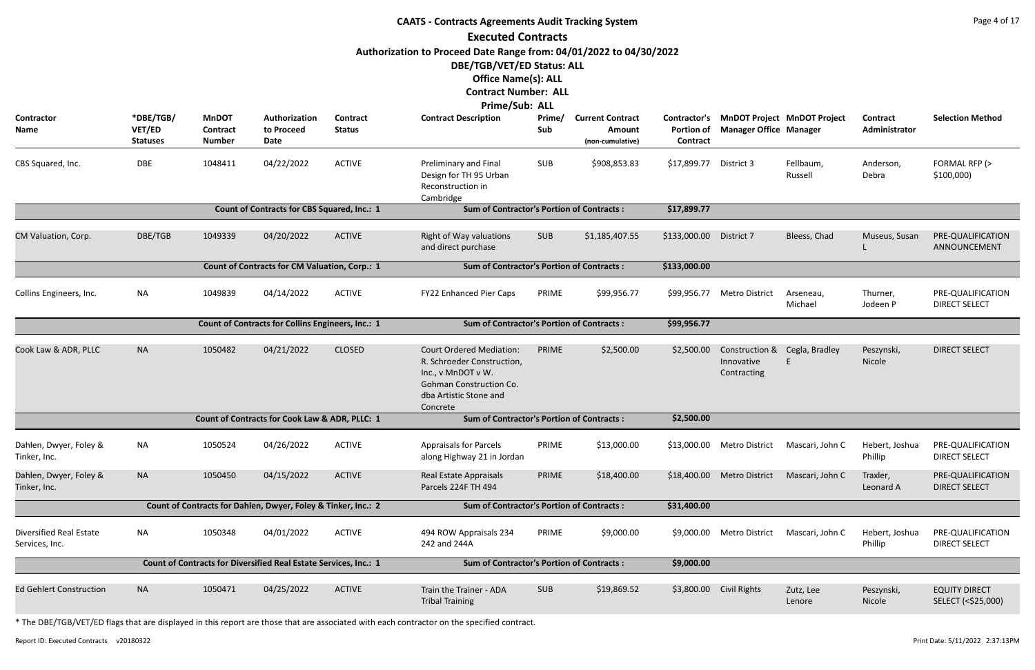# CAATS - Contracts Agreements Audit Tracking System

## Executed Contracts

**Authorization to Proceed Date Range from: 04/01/2022 to 04/30/2022**

**DBE/TGB/VET/ED Status: ALL**

**Office Name(s): ALL**

**Contract Number: ALL**

**Prime/Sub: ALL**

| Contractor Name | *DBE/TGB/ VET/ED Statuses | MnDOT Contract Number | Authorization to Proceed Date | Contract Status | Contract Description | Prime/ Sub | Current Contract Amount (non-cumulative) | Contractor's Portion of Contract | MnDOT Project Manager Office | MnDOT Project Manager | Contract Administrator | Selection Method |
|---|---|---|---|---|---|---|---|---|---|---|---|---|
| CBS Squared, Inc. | DBE | 1048411 | 04/22/2022 | ACTIVE | Preliminary and Final Design for TH 95 Urban Reconstruction in Cambridge | SUB | $908,853.83 | $17,899.77 | District 3 | Fellbaum, Russell | Anderson, Debra | FORMAL RFP (> $100,000) |
| | | Count of Contracts for CBS Squared, Inc.: 1 | | | Sum of Contractor's Portion of Contracts : | | | $17,899.77 | | | | |
| CM Valuation, Corp. | DBE/TGB | 1049339 | 04/20/2022 | ACTIVE | Right of Way valuations and direct purchase | SUB | $1,185,407.55 | $133,000.00 | District 7 | Bleess, Chad | Museus, Susan L | PRE-QUALIFICATION ANNOUNCEMENT |
| | | Count of Contracts for CM Valuation, Corp.: 1 | | | Sum of Contractor's Portion of Contracts : | | | $133,000.00 | | | | |
| Collins Engineers, Inc. | NA | 1049839 | 04/14/2022 | ACTIVE | FY22 Enhanced Pier Caps | PRIME | $99,956.77 | $99,956.77 | Metro District | Arseneau, Michael | Thurner, Jodeen P | PRE-QUALIFICATION DIRECT SELECT |
| | | Count of Contracts for Collins Engineers, Inc.: 1 | | | Sum of Contractor's Portion of Contracts : | | | $99,956.77 | | | | |
| Cook Law & ADR, PLLC | NA | 1050482 | 04/21/2022 | CLOSED | Court Ordered Mediation: R. Schroeder Construction, Inc., v MnDOT v W. Gohman Construction Co. dba Artistic Stone and Concrete | PRIME | $2,500.00 | $2,500.00 | Construction & Innovative Contracting | Cegla, Bradley E | Peszynski, Nicole | DIRECT SELECT |
| | | Count of Contracts for Cook Law & ADR, PLLC: 1 | | | Sum of Contractor's Portion of Contracts : | | | $2,500.00 | | | | |
| Dahlen, Dwyer, Foley & Tinker, Inc. | NA | 1050524 | 04/26/2022 | ACTIVE | Appraisals for Parcels along Highway 21 in Jordan | PRIME | $13,000.00 | $13,000.00 | Metro District | Mascari, John C | Hebert, Joshua Phillip | PRE-QUALIFICATION DIRECT SELECT |
| Dahlen, Dwyer, Foley & Tinker, Inc. | NA | 1050450 | 04/15/2022 | ACTIVE | Real Estate Appraisals Parcels 224F TH 494 | PRIME | $18,400.00 | $18,400.00 | Metro District | Mascari, John C | Traxler, Leonard A | PRE-QUALIFICATION DIRECT SELECT |
| | | Count of Contracts for Dahlen, Dwyer, Foley & Tinker, Inc.: 2 | | | Sum of Contractor's Portion of Contracts : | | | $31,400.00 | | | | |
| Diversified Real Estate Services, Inc. | NA | 1050348 | 04/01/2022 | ACTIVE | 494 ROW Appraisals 234 242 and 244A | PRIME | $9,000.00 | $9,000.00 | Metro District | Mascari, John C | Hebert, Joshua Phillip | PRE-QUALIFICATION DIRECT SELECT |
| | | Count of Contracts for Diversified Real Estate Services, Inc.: 1 | | | Sum of Contractor's Portion of Contracts : | | | $9,000.00 | | | | |
| Ed Gehlert Construction | NA | 1050471 | 04/25/2022 | ACTIVE | Train the Trainer - ADA Tribal Training | SUB | $19,869.52 | $3,800.00 | Civil Rights | Zutz, Lee Lenore | Peszynski, Nicole | EQUITY DIRECT SELECT (<$25,000) |

* The DBE/TGB/VET/ED flags that are displayed in this report are those that are associated with each contractor on the specified contract.

Report ID: Executed Contracts v20180322

Print Date: 5/11/2022 2:37:13PM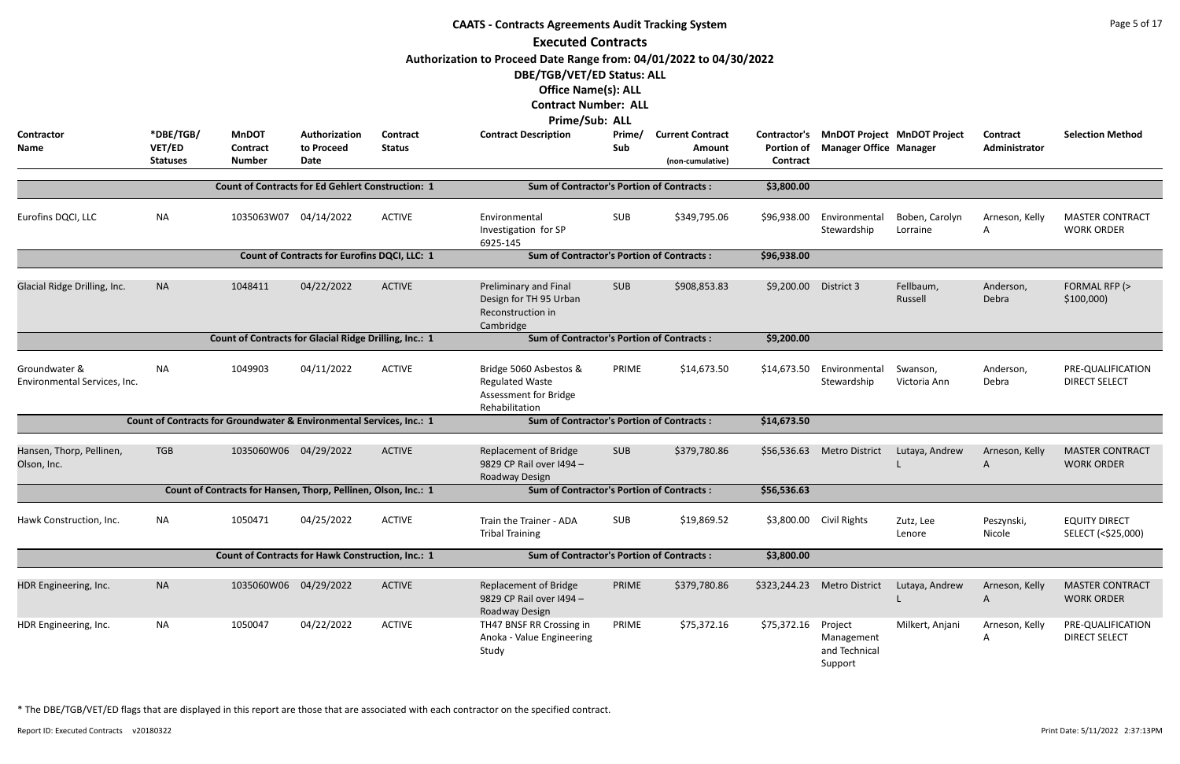# CAATS - Contracts Agreements Audit Tracking System

## Executed Contracts

**Authorization to Proceed Date Range from: 04/01/2022 to 04/30/2022**

**DBE/TGB/VET/ED Status: ALL**

**Office Name(s): ALL**

**Contract Number: ALL**

**Prime/Sub: ALL**

| Contractor Name | *DBE/TGB/VET/ED Statuses | MnDOT Contract Number | Authorization to Proceed Date | Contract Status | Contract Description | Prime/Sub | Current Contract Amount (non-cumulative) | Contractor's Portion of Contract | MnDOT Project Manager Office | MnDOT Project Manager | Contract Administrator | Selection Method |
|---|---|---|---|---|---|---|---|---|---|---|---|---|
| | | **Count of Contracts for Ed Gehlert Construction: 1** | | | **Sum of Contractor's Portion of Contracts :** | | | **$3,800.00** | | | | |
| Eurofins DQCI, LLC | NA | 1035063W07 | 04/14/2022 | ACTIVE | Environmental Investigation for SP 6925-145 | SUB | $349,795.06 | $96,938.00 | Environmental Stewardship | Boben, Carolyn Lorraine | Arneson, Kelly A | MASTER CONTRACT WORK ORDER |
| | | **Count of Contracts for Eurofins DQCI, LLC: 1** | | | **Sum of Contractor's Portion of Contracts :** | | | **$96,938.00** | | | | |
| Glacial Ridge Drilling, Inc. | NA | 1048411 | 04/22/2022 | ACTIVE | Preliminary and Final Design for TH 95 Urban Reconstruction in Cambridge | SUB | $908,853.83 | $9,200.00 | District 3 | Fellbaum, Russell | Anderson, Debra | FORMAL RFP (> $100,000) |
| | | **Count of Contracts for Glacial Ridge Drilling, Inc.: 1** | | | **Sum of Contractor's Portion of Contracts :** | | | **$9,200.00** | | | | |
| Groundwater & Environmental Services, Inc. | NA | 1049903 | 04/11/2022 | ACTIVE | Bridge 5060 Asbestos & Regulated Waste Assessment for Bridge Rehabilitation | PRIME | $14,673.50 | $14,673.50 | Environmental Stewardship | Swanson, Victoria Ann | Anderson, Debra | PRE-QUALIFICATION DIRECT SELECT |
| | | **Count of Contracts for Groundwater & Environmental Services, Inc.: 1** | | | **Sum of Contractor's Portion of Contracts :** | | | **$14,673.50** | | | | |
| Hansen, Thorp, Pellinen, Olson, Inc. | TGB | 1035060W06 | 04/29/2022 | ACTIVE | Replacement of Bridge 9829 CP Rail over I494 – Roadway Design | SUB | $379,780.86 | $56,536.63 | Metro District | Lutaya, Andrew L | Arneson, Kelly A | MASTER CONTRACT WORK ORDER |
| | | **Count of Contracts for Hansen, Thorp, Pellinen, Olson, Inc.: 1** | | | **Sum of Contractor's Portion of Contracts :** | | | **$56,536.63** | | | | |
| Hawk Construction, Inc. | NA | 1050471 | 04/25/2022 | ACTIVE | Train the Trainer - ADA Tribal Training | SUB | $19,869.52 | $3,800.00 | Civil Rights | Zutz, Lee Lenore | Peszynski, Nicole | EQUITY DIRECT SELECT (<$25,000) |
| | | **Count of Contracts for Hawk Construction, Inc.: 1** | | | **Sum of Contractor's Portion of Contracts :** | | | **$3,800.00** | | | | |
| HDR Engineering, Inc. | NA | 1035060W06 | 04/29/2022 | ACTIVE | Replacement of Bridge 9829 CP Rail over I494 – Roadway Design | PRIME | $379,780.86 | $323,244.23 | Metro District | Lutaya, Andrew L | Arneson, Kelly A | MASTER CONTRACT WORK ORDER |
| HDR Engineering, Inc. | NA | 1050047 | 04/22/2022 | ACTIVE | TH47 BNSF RR Crossing in Anoka - Value Engineering Study | PRIME | $75,372.16 | $75,372.16 | Project Management and Technical Support | Milkert, Anjani | Arneson, Kelly A | PRE-QUALIFICATION DIRECT SELECT |

* The DBE/TGB/VET/ED flags that are displayed in this report are those that are associated with each contractor on the specified contract.

Report ID: Executed Contracts v20180322

Print Date: 5/11/2022 2:37:13PM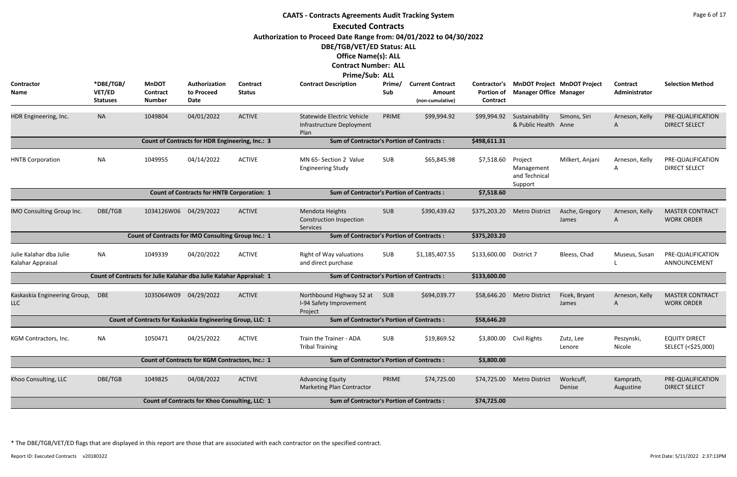# CAATS - Contracts Agreements Audit Tracking System

## Executed Contracts

**Authorization to Proceed Date Range from: 04/01/2022 to 04/30/2022**

**DBE/TGB/VET/ED Status: ALL**

**Office Name(s): ALL**

**Contract Number: ALL**

**Prime/Sub: ALL**

| Contractor Name | *DBE/TGB/VET/ED Statuses | MnDOT Contract Number | Authorization to Proceed Date | Contract Status | Contract Description | Prime/Sub | Current Contract Amount (non-cumulative) | Contractor's Portion of Contract | MnDOT Project Manager Office | MnDOT Project Manager | Contract Administrator | Selection Method |
|---|---|---|---|---|---|---|---|---|---|---|---|---|
| HDR Engineering, Inc. | NA | 1049804 | 04/01/2022 | ACTIVE | Statewide Electric Vehicle Infrastructure Deployment Plan | PRIME | $99,994.92 | $99,994.92 | Sustainability & Public Health | Simons, Siri Anne | Arneson, Kelly A | PRE-QUALIFICATION DIRECT SELECT |
| | | **Count of Contracts for HDR Engineering, Inc.: 3** | | | **Sum of Contractor's Portion of Contracts :** | | | **$498,611.31** | | | | |
| HNTB Corporation | NA | 1049955 | 04/14/2022 | ACTIVE | MN 65- Section 2 Value Engineering Study | SUB | $65,845.98 | $7,518.60 | Project Management and Technical Support | Milkert, Anjani | Arneson, Kelly A | PRE-QUALIFICATION DIRECT SELECT |
| | | **Count of Contracts for HNTB Corporation: 1** | | | **Sum of Contractor's Portion of Contracts :** | | | **$7,518.60** | | | | |
| IMO Consulting Group Inc. | DBE/TGB | 1034126W06 | 04/29/2022 | ACTIVE | Mendota Heights Construction Inspection Services | SUB | $390,439.62 | $375,203.20 | Metro District | Asche, Gregory James | Arneson, Kelly A | MASTER CONTRACT WORK ORDER |
| | | **Count of Contracts for IMO Consulting Group Inc.: 1** | | | **Sum of Contractor's Portion of Contracts :** | | | **$375,203.20** | | | | |
| Julie Kalahar dba Julie Kalahar Appraisal | NA | 1049339 | 04/20/2022 | ACTIVE | Right of Way valuations and direct purchase | SUB | $1,185,407.55 | $133,600.00 | District 7 | Bleess, Chad | Museus, Susan L | PRE-QUALIFICATION ANNOUNCEMENT |
| | | **Count of Contracts for Julie Kalahar dba Julie Kalahar Appraisal: 1** | | | **Sum of Contractor's Portion of Contracts :** | | | **$133,600.00** | | | | |
| Kaskaskia Engineering Group, LLC | DBE | 1035064W09 | 04/29/2022 | ACTIVE | Northbound Highway 52 at I-94 Safety Improvement Project | SUB | $694,039.77 | $58,646.20 | Metro District | Ficek, Bryant James | Arneson, Kelly A | MASTER CONTRACT WORK ORDER |
| | | **Count of Contracts for Kaskaskia Engineering Group, LLC: 1** | | | **Sum of Contractor's Portion of Contracts :** | | | **$58,646.20** | | | | |
| KGM Contractors, Inc. | NA | 1050471 | 04/25/2022 | ACTIVE | Train the Trainer - ADA Tribal Training | SUB | $19,869.52 | $3,800.00 | Civil Rights | Zutz, Lee Lenore | Peszynski, Nicole | EQUITY DIRECT SELECT (<$25,000) |
| | | **Count of Contracts for KGM Contractors, Inc.: 1** | | | **Sum of Contractor's Portion of Contracts :** | | | **$3,800.00** | | | | |
| Khoo Consulting, LLC | DBE/TGB | 1049825 | 04/08/2022 | ACTIVE | Advancing Equity Marketing Plan Contractor | PRIME | $74,725.00 | $74,725.00 | Metro District | Workcuff, Denise | Kamprath, Augustine | PRE-QUALIFICATION DIRECT SELECT |
| | | **Count of Contracts for Khoo Consulting, LLC: 1** | | | **Sum of Contractor's Portion of Contracts :** | | | **$74,725.00** | | | | |

* The DBE/TGB/VET/ED flags that are displayed in this report are those that are associated with each contractor on the specified contract.

Report ID: Executed Contracts v20180322 Print Date: 5/11/2022 2:37:13PM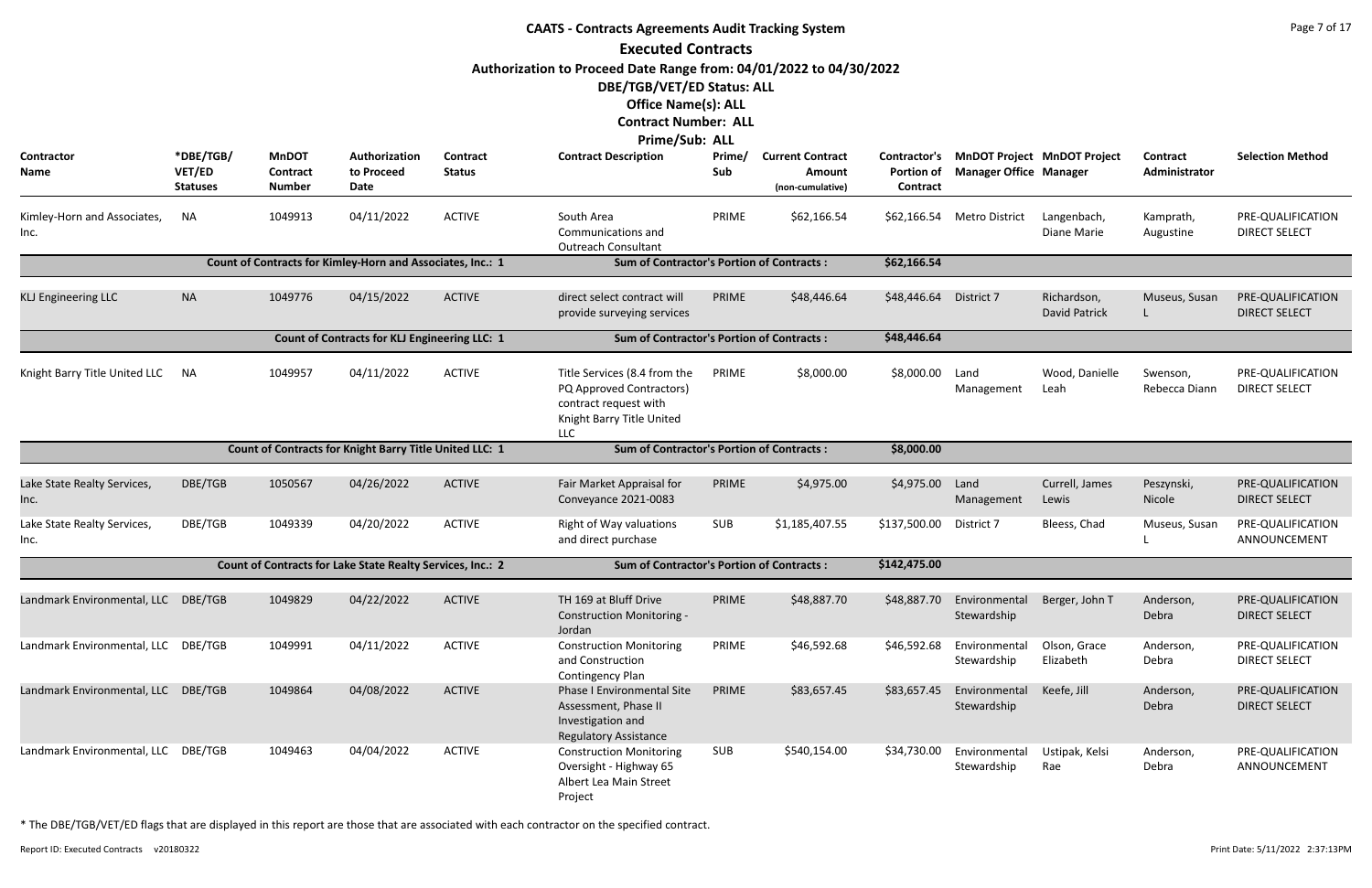# CAATS - Contracts Agreements Audit Tracking System

## Executed Contracts

**Authorization to Proceed Date Range from: 04/01/2022 to 04/30/2022**

**DBE/TGB/VET/ED Status: ALL**

**Office Name(s): ALL**

**Contract Number: ALL**

**Prime/Sub: ALL**

| Contractor Name | *DBE/TGB/ VET/ED Statuses | MnDOT Contract Number | Authorization to Proceed Date | Contract Status | Contract Description | Prime/ Sub | Current Contract Amount (non-cumulative) | Contractor's Portion of Contract | MnDOT Project Manager Office | MnDOT Project Manager | Contract Administrator | Selection Method |
|---|---|---|---|---|---|---|---|---|---|---|---|---|
| Kimley-Horn and Associates, Inc. | NA | 1049913 | 04/11/2022 | ACTIVE | South Area Communications and Outreach Consultant | PRIME | $62,166.54 | $62,166.54 | Metro District | Langenbach, Diane Marie | Kamprath, Augustine | PRE-QUALIFICATION DIRECT SELECT |
| | | Count of Contracts for Kimley-Horn and Associates, Inc.: 1 | | | Sum of Contractor's Portion of Contracts : | | | $62,166.54 | | | | |
| KLJ Engineering LLC | NA | 1049776 | 04/15/2022 | ACTIVE | direct select contract will provide surveying services | PRIME | $48,446.64 | $48,446.64 | District 7 | Richardson, David Patrick | Museus, Susan L | PRE-QUALIFICATION DIRECT SELECT |
| | | Count of Contracts for KLJ Engineering LLC: 1 | | | Sum of Contractor's Portion of Contracts : | | | $48,446.64 | | | | |
| Knight Barry Title United LLC | NA | 1049957 | 04/11/2022 | ACTIVE | Title Services (8.4 from the PQ Approved Contractors) contract request with Knight Barry Title United LLC | PRIME | $8,000.00 | $8,000.00 | Land Management | Wood, Danielle Leah | Swenson, Rebecca Diann | PRE-QUALIFICATION DIRECT SELECT |
| | | Count of Contracts for Knight Barry Title United LLC: 1 | | | Sum of Contractor's Portion of Contracts : | | | $8,000.00 | | | | |
| Lake State Realty Services, Inc. | DBE/TGB | 1050567 | 04/26/2022 | ACTIVE | Fair Market Appraisal for Conveyance 2021-0083 | PRIME | $4,975.00 | $4,975.00 | Land Management | Currell, James Lewis | Peszynski, Nicole | PRE-QUALIFICATION DIRECT SELECT |
| Lake State Realty Services, Inc. | DBE/TGB | 1049339 | 04/20/2022 | ACTIVE | Right of Way valuations and direct purchase | SUB | $1,185,407.55 | $137,500.00 | District 7 | Bleess, Chad | Museus, Susan L | PRE-QUALIFICATION ANNOUNCEMENT |
| | | Count of Contracts for Lake State Realty Services, Inc.: 2 | | | Sum of Contractor's Portion of Contracts : | | | $142,475.00 | | | | |
| Landmark Environmental, LLC | DBE/TGB | 1049829 | 04/22/2022 | ACTIVE | TH 169 at Bluff Drive Construction Monitoring - Jordan | PRIME | $48,887.70 | $48,887.70 | Environmental Stewardship | Berger, John T | Anderson, Debra | PRE-QUALIFICATION DIRECT SELECT |
| Landmark Environmental, LLC | DBE/TGB | 1049991 | 04/11/2022 | ACTIVE | Construction Monitoring and Construction Contingency Plan | PRIME | $46,592.68 | $46,592.68 | Environmental Stewardship | Olson, Grace Elizabeth | Anderson, Debra | PRE-QUALIFICATION DIRECT SELECT |
| Landmark Environmental, LLC | DBE/TGB | 1049864 | 04/08/2022 | ACTIVE | Phase I Environmental Site Assessment, Phase II Investigation and Regulatory Assistance | PRIME | $83,657.45 | $83,657.45 | Environmental Stewardship | Keefe, Jill | Anderson, Debra | PRE-QUALIFICATION DIRECT SELECT |
| Landmark Environmental, LLC | DBE/TGB | 1049463 | 04/04/2022 | ACTIVE | Construction Monitoring Oversight - Highway 65 Albert Lea Main Street Project | SUB | $540,154.00 | $34,730.00 | Environmental Stewardship | Ustipak, Kelsi Rae | Anderson, Debra | PRE-QUALIFICATION ANNOUNCEMENT |

* The DBE/TGB/VET/ED flags that are displayed in this report are those that are associated with each contractor on the specified contract.

Report ID: Executed Contracts v20180322

Print Date: 5/11/2022 2:37:13PM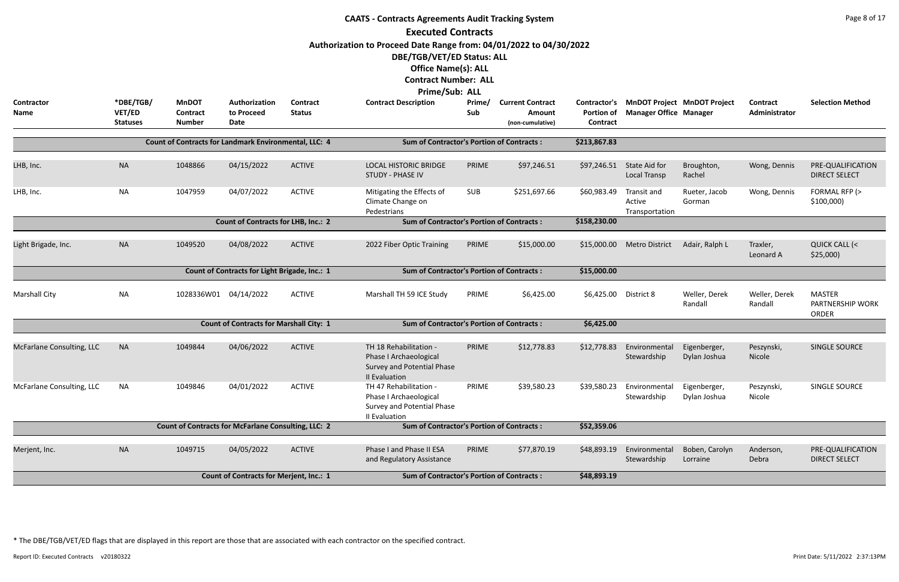# CAATS - Contracts Agreements Audit Tracking System

## Executed Contracts

**Authorization to Proceed Date Range from: 04/01/2022 to 04/30/2022**

**DBE/TGB/VET/ED Status: ALL**

**Office Name(s): ALL**

**Contract Number: ALL**

**Prime/Sub: ALL**

| Contractor Name | *DBE/TGB/VET/ED Statuses | MnDOT Contract Number | Authorization to Proceed Date | Contract Status | Contract Description | Prime/Sub | Current Contract Amount (non-cumulative) | Contractor's Portion of Contract | MnDOT Project Manager Office | MnDOT Project Manager | Contract Administrator | Selection Method |
|---|---|---|---|---|---|---|---|---|---|---|---|---|
| | | **Count of Contracts for Landmark Environmental, LLC: 4** | | | **Sum of Contractor's Portion of Contracts :** | | | **$213,867.83** | | | | |
| LHB, Inc. | NA | 1048866 | 04/15/2022 | ACTIVE | LOCAL HISTORIC BRIDGE STUDY - PHASE IV | PRIME | $97,246.51 | $97,246.51 | State Aid for Local Transp | Broughton, Rachel | Wong, Dennis | PRE-QUALIFICATION DIRECT SELECT |
| LHB, Inc. | NA | 1047959 | 04/07/2022 | ACTIVE | Mitigating the Effects of Climate Change on Pedestrians | SUB | $251,697.66 | $60,983.49 | Transit and Active Transportation | Rueter, Jacob Gorman | Wong, Dennis | FORMAL RFP (> $100,000) |
| | | **Count of Contracts for LHB, Inc.: 2** | | | **Sum of Contractor's Portion of Contracts :** | | | **$158,230.00** | | | | |
| Light Brigade, Inc. | NA | 1049520 | 04/08/2022 | ACTIVE | 2022 Fiber Optic Training | PRIME | $15,000.00 | $15,000.00 | Metro District | Adair, Ralph L | Traxler, Leonard A | QUICK CALL (< $25,000) |
| | | **Count of Contracts for Light Brigade, Inc.: 1** | | | **Sum of Contractor's Portion of Contracts :** | | | **$15,000.00** | | | | |
| Marshall City | NA | 1028336W01 | 04/14/2022 | ACTIVE | Marshall TH 59 ICE Study | PRIME | $6,425.00 | $6,425.00 | District 8 | Weller, Derek Randall | Weller, Derek Randall | MASTER PARTNERSHIP WORK ORDER |
| | | **Count of Contracts for Marshall City: 1** | | | **Sum of Contractor's Portion of Contracts :** | | | **$6,425.00** | | | | |
| McFarlane Consulting, LLC | NA | 1049844 | 04/06/2022 | ACTIVE | TH 18 Rehabilitation - Phase I Archaeological Survey and Potential Phase II Evaluation | PRIME | $12,778.83 | $12,778.83 | Environmental Stewardship | Eigenberger, Dylan Joshua | Peszynski, Nicole | SINGLE SOURCE |
| McFarlane Consulting, LLC | NA | 1049846 | 04/01/2022 | ACTIVE | TH 47 Rehabilitation - Phase I Archaeological Survey and Potential Phase II Evaluation | PRIME | $39,580.23 | $39,580.23 | Environmental Stewardship | Eigenberger, Dylan Joshua | Peszynski, Nicole | SINGLE SOURCE |
| | | **Count of Contracts for McFarlane Consulting, LLC: 2** | | | **Sum of Contractor's Portion of Contracts :** | | | **$52,359.06** | | | | |
| Merjent, Inc. | NA | 1049715 | 04/05/2022 | ACTIVE | Phase I and Phase II ESA and Regulatory Assistance | PRIME | $77,870.19 | $48,893.19 | Environmental Stewardship | Boben, Carolyn Lorraine | Anderson, Debra | PRE-QUALIFICATION DIRECT SELECT |
| | | **Count of Contracts for Merjent, Inc.: 1** | | | **Sum of Contractor's Portion of Contracts :** | | | **$48,893.19** | | | | |

* The DBE/TGB/VET/ED flags that are displayed in this report are those that are associated with each contractor on the specified contract.

Report ID: Executed Contracts v20180322 Print Date: 5/11/2022 2:37:13PM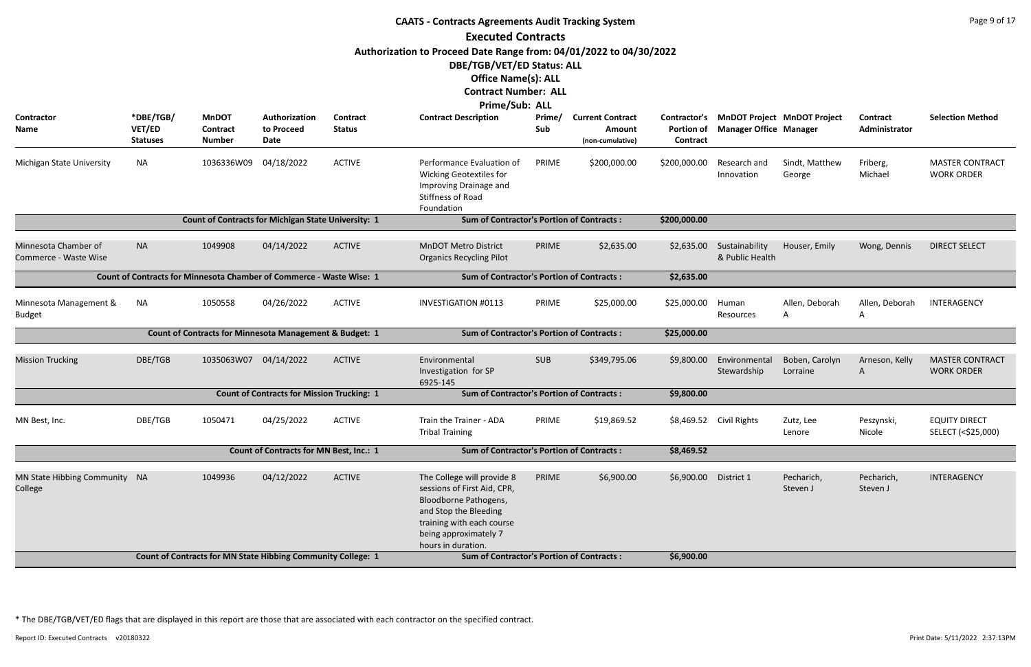# CAATS - Contracts Agreements Audit Tracking System

## Executed Contracts

**Authorization to Proceed Date Range from: 04/01/2022 to 04/30/2022**

**DBE/TGB/VET/ED Status: ALL**

**Office Name(s): ALL**

**Contract Number: ALL**

**Prime/Sub: ALL**

| Contractor Name | *DBE/TGB/VET/ED Statuses | MnDOT Contract Number | Authorization to Proceed Date | Contract Status | Contract Description | Prime/Sub | Current Contract Amount (non-cumulative) | Contractor's Portion of Contract | MnDOT Project Manager Office | MnDOT Project Manager | Contract Administrator | Selection Method |
|---|---|---|---|---|---|---|---|---|---|---|---|---|
| Michigan State University | NA | 1036336W09 | 04/18/2022 | ACTIVE | Performance Evaluation of Wicking Geotextiles for Improving Drainage and Stiffness of Road Foundation | PRIME | $200,000.00 | $200,000.00 | Research and Innovation | Sindt, Matthew George | Friberg, Michael | MASTER CONTRACT WORK ORDER |
| | | Count of Contracts for Michigan State University: 1 | | | Sum of Contractor's Portion of Contracts : | | | $200,000.00 | | | | |
| Minnesota Chamber of Commerce - Waste Wise | NA | 1049908 | 04/14/2022 | ACTIVE | MnDOT Metro District Organics Recycling Pilot | PRIME | $2,635.00 | $2,635.00 | Sustainability & Public Health | Houser, Emily | Wong, Dennis | DIRECT SELECT |
| | | Count of Contracts for Minnesota Chamber of Commerce - Waste Wise: 1 | | | Sum of Contractor's Portion of Contracts : | | | $2,635.00 | | | | |
| Minnesota Management & Budget | NA | 1050558 | 04/26/2022 | ACTIVE | INVESTIGATION #0113 | PRIME | $25,000.00 | $25,000.00 | Human Resources | Allen, Deborah A | Allen, Deborah A | INTERAGENCY |
| | | Count of Contracts for Minnesota Management & Budget: 1 | | | Sum of Contractor's Portion of Contracts : | | | $25,000.00 | | | | |
| Mission Trucking | DBE/TGB | 1035063W07 | 04/14/2022 | ACTIVE | Environmental Investigation for SP 6925-145 | SUB | $349,795.06 | $9,800.00 | Environmental Stewardship | Boben, Carolyn Lorraine | Arneson, Kelly A | MASTER CONTRACT WORK ORDER |
| | | Count of Contracts for Mission Trucking: 1 | | | Sum of Contractor's Portion of Contracts : | | | $9,800.00 | | | | |
| MN Best, Inc. | DBE/TGB | 1050471 | 04/25/2022 | ACTIVE | Train the Trainer - ADA Tribal Training | PRIME | $19,869.52 | $8,469.52 | Civil Rights | Zutz, Lee Lenore | Peszynski, Nicole | EQUITY DIRECT SELECT (<$25,000) |
| | | Count of Contracts for MN Best, Inc.: 1 | | | Sum of Contractor's Portion of Contracts : | | | $8,469.52 | | | | |
| MN State Hibbing Community College | NA | 1049936 | 04/12/2022 | ACTIVE | The College will provide 8 sessions of First Aid, CPR, Bloodborne Pathogens, and Stop the Bleeding training with each course being approximately 7 hours in duration. | PRIME | $6,900.00 | $6,900.00 | District 1 | Pecharich, Steven J | Pecharich, Steven J | INTERAGENCY |
| | | Count of Contracts for MN State Hibbing Community College: 1 | | | Sum of Contractor's Portion of Contracts : | | | $6,900.00 | | | | |

\* The DBE/TGB/VET/ED flags that are displayed in this report are those that are associated with each contractor on the specified contract.

Report ID: Executed Contracts v20180322

Print Date: 5/11/2022 2:37:13PM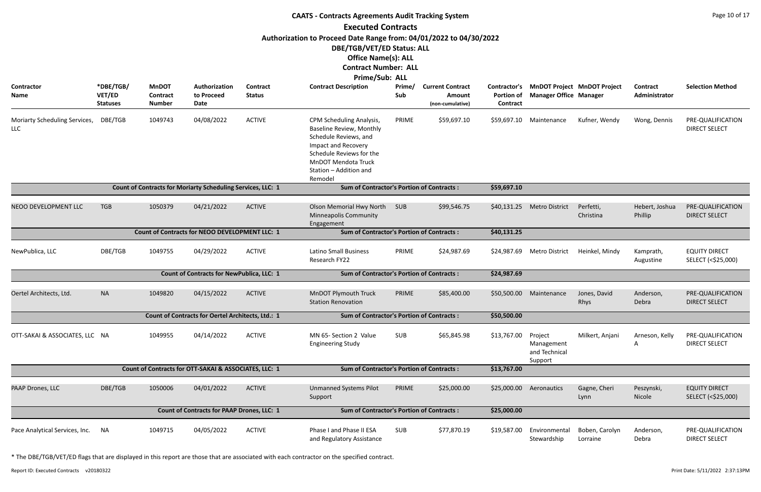# CAATS - Contracts Agreements Audit Tracking System

## Executed Contracts

**Authorization to Proceed Date Range from: 04/01/2022 to 04/30/2022**

**DBE/TGB/VET/ED Status: ALL**

**Office Name(s): ALL**

**Contract Number: ALL**

**Prime/Sub: ALL**

| Contractor Name | *DBE/TGB/VET/ED Statuses | MnDOT Contract Number | Authorization to Proceed Date | Contract Status | Contract Description | Prime/Sub | Current Contract Amount (non-cumulative) | Contractor's Portion of Contract | MnDOT Project Manager Office | MnDOT Project Manager | Contract Administrator | Selection Method |
|---|---|---|---|---|---|---|---|---|---|---|---|---|
| Moriarty Scheduling Services, LLC | DBE/TGB | 1049743 | 04/08/2022 | ACTIVE | CPM Scheduling Analysis, Baseline Review, Monthly Schedule Reviews, and Impact and Recovery Schedule Reviews for the MnDOT Mendota Truck Station – Addition and Remodel | PRIME | $59,697.10 | $59,697.10 | Maintenance | Kufner, Wendy | Wong, Dennis | PRE-QUALIFICATION DIRECT SELECT |
| | | Count of Contracts for Moriarty Scheduling Services, LLC: 1 | | | Sum of Contractor's Portion of Contracts : | | | $59,697.10 | | | | |
| NEOO DEVELOPMENT LLC | TGB | 1050379 | 04/21/2022 | ACTIVE | Olson Memorial Hwy North Minneapolis Community Engagement | SUB | $99,546.75 | $40,131.25 | Metro District | Perfetti, Christina | Hebert, Joshua Phillip | PRE-QUALIFICATION DIRECT SELECT |
| | | Count of Contracts for NEOO DEVELOPMENT LLC: 1 | | | Sum of Contractor's Portion of Contracts : | | | $40,131.25 | | | | |
| NewPublica, LLC | DBE/TGB | 1049755 | 04/29/2022 | ACTIVE | Latino Small Business Research FY22 | PRIME | $24,987.69 | $24,987.69 | Metro District | Heinkel, Mindy | Kamprath, Augustine | EQUITY DIRECT SELECT (<$25,000) |
| | | Count of Contracts for NewPublica, LLC: 1 | | | Sum of Contractor's Portion of Contracts : | | | $24,987.69 | | | | |
| Oertel Architects, Ltd. | NA | 1049820 | 04/15/2022 | ACTIVE | MnDOT Plymouth Truck Station Renovation | PRIME | $85,400.00 | $50,500.00 | Maintenance | Jones, David Rhys | Anderson, Debra | PRE-QUALIFICATION DIRECT SELECT |
| | | Count of Contracts for Oertel Architects, Ltd.: 1 | | | Sum of Contractor's Portion of Contracts : | | | $50,500.00 | | | | |
| OTT-SAKAI & ASSOCIATES, LLC | NA | 1049955 | 04/14/2022 | ACTIVE | MN 65- Section 2 Value Engineering Study | SUB | $65,845.98 | $13,767.00 | Project Management and Technical Support | Milkert, Anjani | Arneson, Kelly A | PRE-QUALIFICATION DIRECT SELECT |
| | | Count of Contracts for OTT-SAKAI & ASSOCIATES, LLC: 1 | | | Sum of Contractor's Portion of Contracts : | | | $13,767.00 | | | | |
| PAAP Drones, LLC | DBE/TGB | 1050006 | 04/01/2022 | ACTIVE | Unmanned Systems Pilot Support | PRIME | $25,000.00 | $25,000.00 | Aeronautics | Gagne, Cheri Lynn | Peszynski, Nicole | EQUITY DIRECT SELECT (<$25,000) |
| | | Count of Contracts for PAAP Drones, LLC: 1 | | | Sum of Contractor's Portion of Contracts : | | | $25,000.00 | | | | |
| Pace Analytical Services, Inc. | NA | 1049715 | 04/05/2022 | ACTIVE | Phase I and Phase II ESA and Regulatory Assistance | SUB | $77,870.19 | $19,587.00 | Environmental Stewardship | Boben, Carolyn Lorraine | Anderson, Debra | PRE-QUALIFICATION DIRECT SELECT |

* The DBE/TGB/VET/ED flags that are displayed in this report are those that are associated with each contractor on the specified contract.

Report ID: Executed Contracts v20180322

Print Date: 5/11/2022 2:37:13PM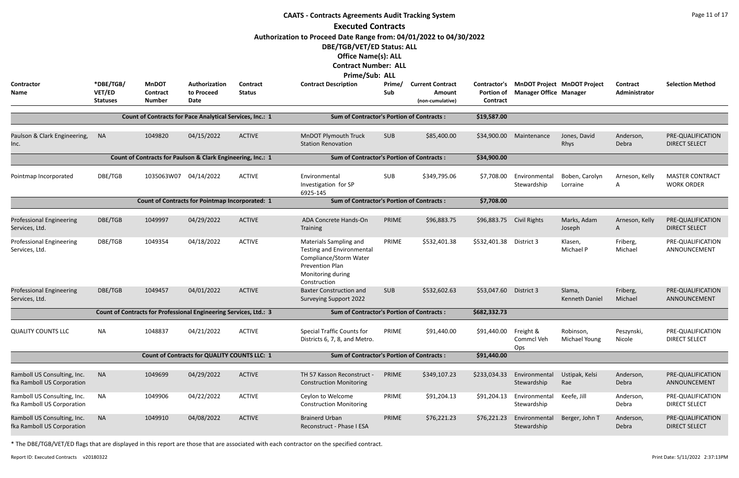# CAATS - Contracts Agreements Audit Tracking System

## Executed Contracts

**Authorization to Proceed Date Range from: 04/01/2022 to 04/30/2022**

**DBE/TGB/VET/ED Status: ALL**

**Office Name(s): ALL**

**Contract Number: ALL**

**Prime/Sub: ALL**

| Contractor Name | *DBE/TGB/ VET/ED Statuses | MnDOT Contract Number | Authorization to Proceed Date | Contract Status | Contract Description | Prime/ Sub | Current Contract Amount (non-cumulative) | Contractor's Portion of Contract | MnDOT Project Manager Office | MnDOT Project Manager | Contract Administrator | Selection Method |
|---|---|---|---|---|---|---|---|---|---|---|---|---|
| | | Count of Contracts for Pace Analytical Services, Inc.: 1 | | | Sum of Contractor's Portion of Contracts : | | | $19,587.00 | | | | |
| Paulson & Clark Engineering, Inc. | NA | 1049820 | 04/15/2022 | ACTIVE | MnDOT Plymouth Truck Station Renovation | SUB | $85,400.00 | $34,900.00 | Maintenance | Jones, David Rhys | Anderson, Debra | PRE-QUALIFICATION DIRECT SELECT |
| | | Count of Contracts for Paulson & Clark Engineering, Inc.: 1 | | | Sum of Contractor's Portion of Contracts : | | | $34,900.00 | | | | |
| Pointmap Incorporated | DBE/TGB | 1035063W07 | 04/14/2022 | ACTIVE | Environmental Investigation for SP 6925-145 | SUB | $349,795.06 | $7,708.00 | Environmental Stewardship | Boben, Carolyn Lorraine | Arneson, Kelly A | MASTER CONTRACT WORK ORDER |
| | | Count of Contracts for Pointmap Incorporated: 1 | | | Sum of Contractor's Portion of Contracts : | | | $7,708.00 | | | | |
| Professional Engineering Services, Ltd. | DBE/TGB | 1049997 | 04/29/2022 | ACTIVE | ADA Concrete Hands-On Training | PRIME | $96,883.75 | $96,883.75 | Civil Rights | Marks, Adam Joseph | Arneson, Kelly A | PRE-QUALIFICATION DIRECT SELECT |
| Professional Engineering Services, Ltd. | DBE/TGB | 1049354 | 04/18/2022 | ACTIVE | Materials Sampling and Testing and Environmental Compliance/Storm Water Prevention Plan Monitoring during Construction | PRIME | $532,401.38 | $532,401.38 | District 3 | Klasen, Michael P | Friberg, Michael | PRE-QUALIFICATION ANNOUNCEMENT |
| Professional Engineering Services, Ltd. | DBE/TGB | 1049457 | 04/01/2022 | ACTIVE | Baxter Construction and Surveying Support 2022 | SUB | $532,602.63 | $53,047.60 | District 3 | Slama, Kenneth Daniel | Friberg, Michael | PRE-QUALIFICATION ANNOUNCEMENT |
| | | Count of Contracts for Professional Engineering Services, Ltd.: 3 | | | Sum of Contractor's Portion of Contracts : | | | $682,332.73 | | | | |
| QUALITY COUNTS LLC | NA | 1048837 | 04/21/2022 | ACTIVE | Special Traffic Counts for Districts 6, 7, 8, and Metro. | PRIME | $91,440.00 | $91,440.00 | Freight & Commcl Veh Ops | Robinson, Michael Young | Peszynski, Nicole | PRE-QUALIFICATION DIRECT SELECT |
| | | Count of Contracts for QUALITY COUNTS LLC: 1 | | | Sum of Contractor's Portion of Contracts : | | | $91,440.00 | | | | |
| Ramboll US Consulting, Inc. fka Ramboll US Corporation | NA | 1049699 | 04/29/2022 | ACTIVE | TH 57 Kasson Reconstruct - Construction Monitoring | PRIME | $349,107.23 | $233,034.33 | Environmental Stewardship | Ustipak, Kelsi Rae | Anderson, Debra | PRE-QUALIFICATION ANNOUNCEMENT |
| Ramboll US Consulting, Inc. fka Ramboll US Corporation | NA | 1049906 | 04/22/2022 | ACTIVE | Ceylon to Welcome Construction Monitoring | PRIME | $91,204.13 | $91,204.13 | Environmental Stewardship | Keefe, Jill | Anderson, Debra | PRE-QUALIFICATION DIRECT SELECT |
| Ramboll US Consulting, Inc. fka Ramboll US Corporation | NA | 1049910 | 04/08/2022 | ACTIVE | Brainerd Urban Reconstruct - Phase I ESA | PRIME | $76,221.23 | $76,221.23 | Environmental Stewardship | Berger, John T | Anderson, Debra | PRE-QUALIFICATION DIRECT SELECT |

* The DBE/TGB/VET/ED flags that are displayed in this report are those that are associated with each contractor on the specified contract.

Report ID: Executed Contracts v20180322

Print Date: 5/11/2022 2:37:13PM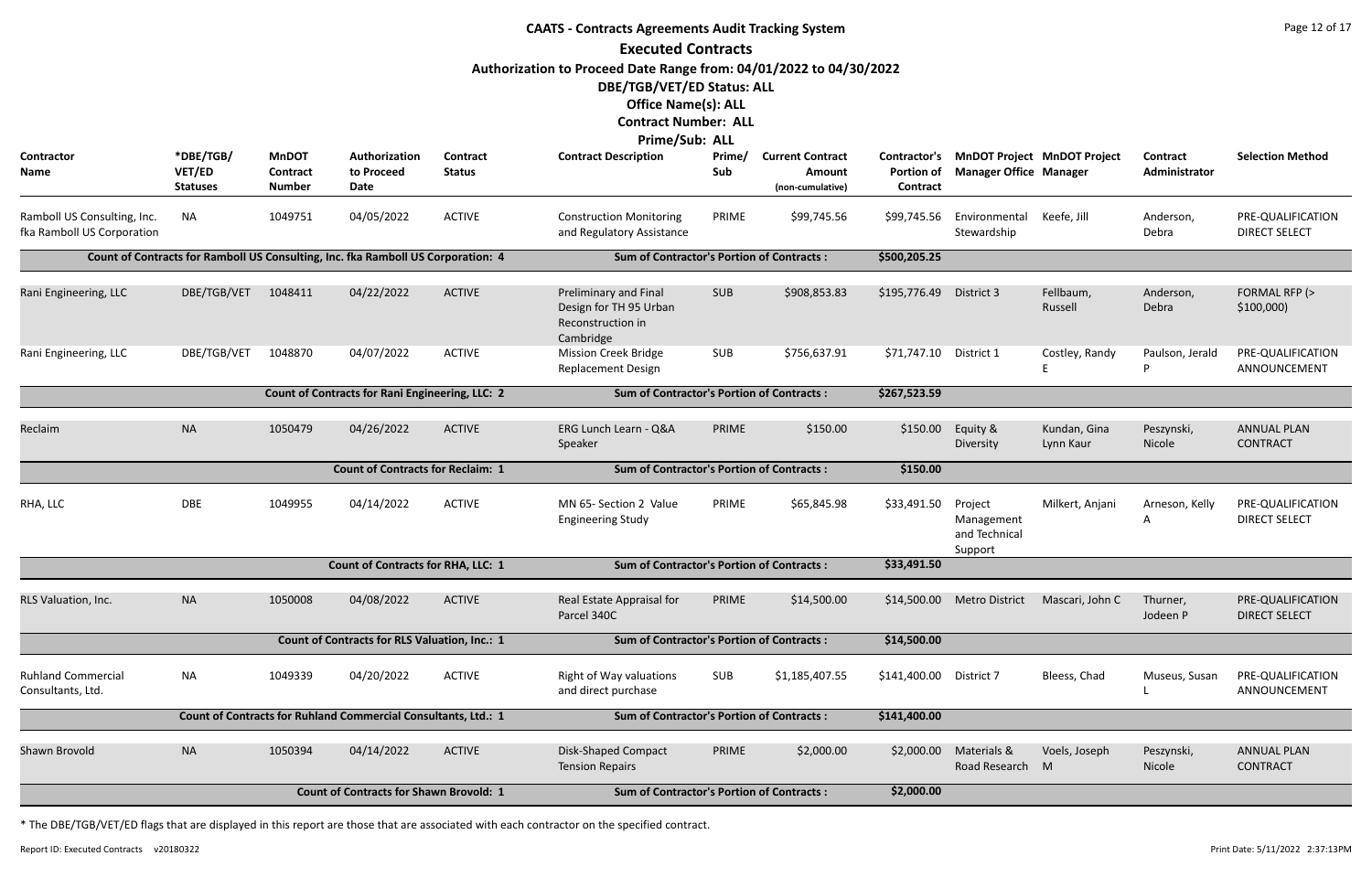# CAATS - Contracts Agreements Audit Tracking System

## Executed Contracts

**Authorization to Proceed Date Range from: 04/01/2022 to 04/30/2022**

**DBE/TGB/VET/ED Status: ALL**

**Office Name(s): ALL**

**Contract Number: ALL**

**Prime/Sub: ALL**

| Contractor Name | *DBE/TGB/VET/ED Statuses | MnDOT Contract Number | Authorization to Proceed Date | Contract Status | Contract Description | Prime/Sub | Current Contract Amount (non-cumulative) | Contractor's Portion of Contract | MnDOT Project Manager Office | MnDOT Project Manager | Contract Administrator | Selection Method |
|---|---|---|---|---|---|---|---|---|---|---|---|---|
| Ramboll US Consulting, Inc. fka Ramboll US Corporation | NA | 1049751 | 04/05/2022 | ACTIVE | Construction Monitoring and Regulatory Assistance | PRIME | $99,745.56 | $99,745.56 | Environmental Stewardship | Keefe, Jill | Anderson, Debra | PRE-QUALIFICATION DIRECT SELECT |
| Count of Contracts for Ramboll US Consulting, Inc. fka Ramboll US Corporation: 4 | | | | | Sum of Contractor's Portion of Contracts : | | | $500,205.25 | | | | |
| Rani Engineering, LLC | DBE/TGB/VET | 1048411 | 04/22/2022 | ACTIVE | Preliminary and Final Design for TH 95 Urban Reconstruction in Cambridge | SUB | $908,853.83 | $195,776.49 | District 3 | Fellbaum, Russell | Anderson, Debra | FORMAL RFP (> $100,000) |
| Rani Engineering, LLC | DBE/TGB/VET | 1048870 | 04/07/2022 | ACTIVE | Mission Creek Bridge Replacement Design | SUB | $756,637.91 | $71,747.10 | District 1 | Costley, Randy E | Paulson, Jerald P | PRE-QUALIFICATION ANNOUNCEMENT |
| Count of Contracts for Rani Engineering, LLC: 2 | | | | | Sum of Contractor's Portion of Contracts : | | | $267,523.59 | | | | |
| Reclaim | NA | 1050479 | 04/26/2022 | ACTIVE | ERG Lunch Learn - Q&A Speaker | PRIME | $150.00 | $150.00 | Equity & Diversity | Kundan, Gina Lynn Kaur | Peszynski, Nicole | ANNUAL PLAN CONTRACT |
| Count of Contracts for Reclaim: 1 | | | | | Sum of Contractor's Portion of Contracts : | | | $150.00 | | | | |
| RHA, LLC | DBE | 1049955 | 04/14/2022 | ACTIVE | MN 65- Section 2 Value Engineering Study | PRIME | $65,845.98 | $33,491.50 | Project Management and Technical Support | Milkert, Anjani | Arneson, Kelly A | PRE-QUALIFICATION DIRECT SELECT |
| Count of Contracts for RHA, LLC: 1 | | | | | Sum of Contractor's Portion of Contracts : | | | $33,491.50 | | | | |
| RLS Valuation, Inc. | NA | 1050008 | 04/08/2022 | ACTIVE | Real Estate Appraisal for Parcel 340C | PRIME | $14,500.00 | $14,500.00 | Metro District | Mascari, John C | Thurner, Jodeen P | PRE-QUALIFICATION DIRECT SELECT |
| Count of Contracts for RLS Valuation, Inc.: 1 | | | | | Sum of Contractor's Portion of Contracts : | | | $14,500.00 | | | | |
| Ruhland Commercial Consultants, Ltd. | NA | 1049339 | 04/20/2022 | ACTIVE | Right of Way valuations and direct purchase | SUB | $1,185,407.55 | $141,400.00 | District 7 | Bleess, Chad | Museus, Susan L | PRE-QUALIFICATION ANNOUNCEMENT |
| Count of Contracts for Ruhland Commercial Consultants, Ltd.: 1 | | | | | Sum of Contractor's Portion of Contracts : | | | $141,400.00 | | | | |
| Shawn Brovold | NA | 1050394 | 04/14/2022 | ACTIVE | Disk-Shaped Compact Tension Repairs | PRIME | $2,000.00 | $2,000.00 | Materials & Road Research | Voels, Joseph M | Peszynski, Nicole | ANNUAL PLAN CONTRACT |
| Count of Contracts for Shawn Brovold: 1 | | | | | Sum of Contractor's Portion of Contracts : | | | $2,000.00 | | | | |

* The DBE/TGB/VET/ED flags that are displayed in this report are those that are associated with each contractor on the specified contract.

Report ID: Executed Contracts v20180322

Print Date: 5/11/2022 2:37:13PM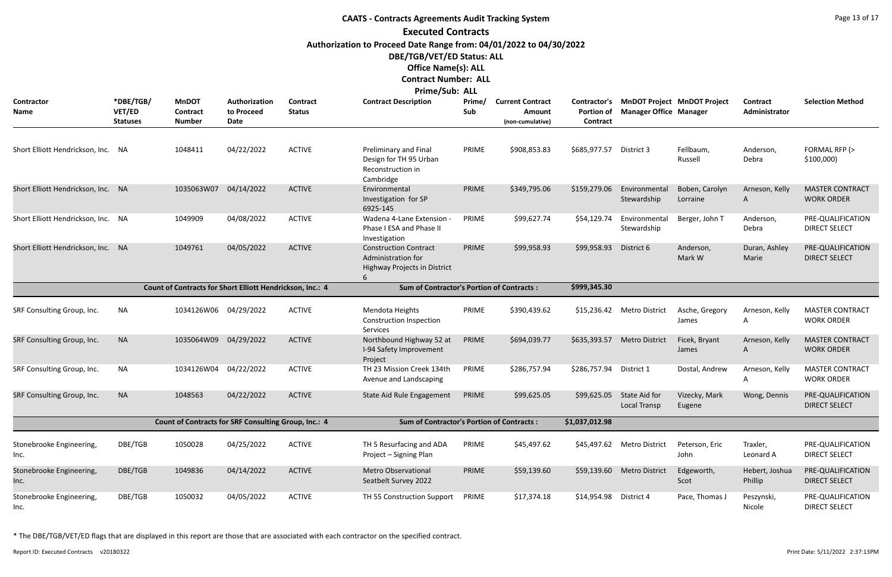# CAATS - Contracts Agreements Audit Tracking System

## Executed Contracts

**Authorization to Proceed Date Range from: 04/01/2022 to 04/30/2022**

**DBE/TGB/VET/ED Status: ALL**

**Office Name(s): ALL**

**Contract Number: ALL**

**Prime/Sub: ALL**

| Contractor Name | *DBE/TGB/ VET/ED Statuses | MnDOT Contract Number | Authorization to Proceed Date | Contract Status | Contract Description | Prime/ Sub | Current Contract Amount (non-cumulative) | Contractor's Portion of Contract | MnDOT Project Manager Office | MnDOT Project Manager | Contract Administrator | Selection Method |
|---|---|---|---|---|---|---|---|---|---|---|---|---|
| Short Elliott Hendrickson, Inc. | NA | 1048411 | 04/22/2022 | ACTIVE | Preliminary and Final Design for TH 95 Urban Reconstruction in Cambridge | PRIME | $908,853.83 | $685,977.57 | District 3 | Fellbaum, Russell | Anderson, Debra | FORMAL RFP (> $100,000) |
| Short Elliott Hendrickson, Inc. | NA | 1035063W07 | 04/14/2022 | ACTIVE | Environmental Investigation for SP 6925-145 | PRIME | $349,795.06 | $159,279.06 | Environmental Stewardship | Boben, Carolyn Lorraine | Arneson, Kelly A | MASTER CONTRACT WORK ORDER |
| Short Elliott Hendrickson, Inc. | NA | 1049909 | 04/08/2022 | ACTIVE | Wadena 4-Lane Extension - Phase I ESA and Phase II Investigation | PRIME | $99,627.74 | $54,129.74 | Environmental Stewardship | Berger, John T | Anderson, Debra | PRE-QUALIFICATION DIRECT SELECT |
| Short Elliott Hendrickson, Inc. | NA | 1049761 | 04/05/2022 | ACTIVE | Construction Contract Administration for Highway Projects in District 6 | PRIME | $99,958.93 | $99,958.93 | District 6 | Anderson, Mark W | Duran, Ashley Marie | PRE-QUALIFICATION DIRECT SELECT |
| | | Count of Contracts for Short Elliott Hendrickson, Inc.: 4 | | | Sum of Contractor's Portion of Contracts : | | | $999,345.30 | | | | |
| SRF Consulting Group, Inc. | NA | 1034126W06 | 04/29/2022 | ACTIVE | Mendota Heights Construction Inspection Services | PRIME | $390,439.62 | $15,236.42 | Metro District | Asche, Gregory James | Arneson, Kelly A | MASTER CONTRACT WORK ORDER |
| SRF Consulting Group, Inc. | NA | 1035064W09 | 04/29/2022 | ACTIVE | Northbound Highway 52 at I-94 Safety Improvement Project | PRIME | $694,039.77 | $635,393.57 | Metro District | Ficek, Bryant James | Arneson, Kelly A | MASTER CONTRACT WORK ORDER |
| SRF Consulting Group, Inc. | NA | 1034126W04 | 04/22/2022 | ACTIVE | TH 23 Mission Creek 134th Avenue and Landscaping | PRIME | $286,757.94 | $286,757.94 | District 1 | Dostal, Andrew | Arneson, Kelly A | MASTER CONTRACT WORK ORDER |
| SRF Consulting Group, Inc. | NA | 1048563 | 04/22/2022 | ACTIVE | State Aid Rule Engagement | PRIME | $99,625.05 | $99,625.05 | State Aid for Local Transp | Vizecky, Mark Eugene | Wong, Dennis | PRE-QUALIFICATION DIRECT SELECT |
| | | Count of Contracts for SRF Consulting Group, Inc.: 4 | | | Sum of Contractor's Portion of Contracts : | | | $1,037,012.98 | | | | |
| Stonebrooke Engineering, Inc. | DBE/TGB | 1050028 | 04/25/2022 | ACTIVE | TH 5 Resurfacing and ADA Project – Signing Plan | PRIME | $45,497.62 | $45,497.62 | Metro District | Peterson, Eric John | Traxler, Leonard A | PRE-QUALIFICATION DIRECT SELECT |
| Stonebrooke Engineering, Inc. | DBE/TGB | 1049836 | 04/14/2022 | ACTIVE | Metro Observational Seatbelt Survey 2022 | PRIME | $59,139.60 | $59,139.60 | Metro District | Edgeworth, Scot | Hebert, Joshua Phillip | PRE-QUALIFICATION DIRECT SELECT |
| Stonebrooke Engineering, Inc. | DBE/TGB | 1050032 | 04/05/2022 | ACTIVE | TH 55 Construction Support | PRIME | $17,374.18 | $14,954.98 | District 4 | Pace, Thomas J | Peszynski, Nicole | PRE-QUALIFICATION DIRECT SELECT |

\* The DBE/TGB/VET/ED flags that are displayed in this report are those that are associated with each contractor on the specified contract.

Report ID: Executed Contracts v20180322 Print Date: 5/11/2022 2:37:13PM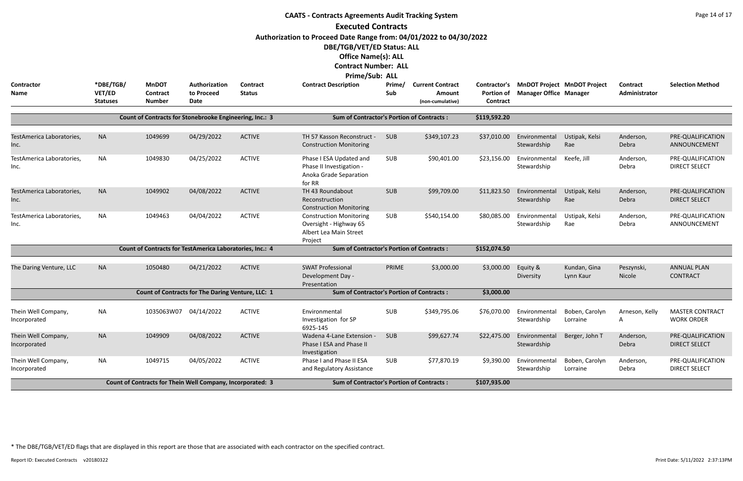# CAATS - Contracts Agreements Audit Tracking System

## Executed Contracts

**Authorization to Proceed Date Range from: 04/01/2022 to 04/30/2022**

**DBE/TGB/VET/ED Status: ALL**

**Office Name(s): ALL**

**Contract Number: ALL**

**Prime/Sub: ALL**

| Contractor Name | *DBE/TGB/ VET/ED Statuses | MnDOT Contract Number | Authorization to Proceed Date | Contract Status | Contract Description | Prime/ Sub | Current Contract Amount (non-cumulative) | Contractor's Portion of Contract | MnDOT Project Manager Office | MnDOT Project Manager | Contract Administrator | Selection Method |
|---|---|---|---|---|---|---|---|---|---|---|---|---|
| | | Count of Contracts for Stonebrooke Engineering, Inc.: 3 | | | Sum of Contractor's Portion of Contracts : | | | $119,592.20 | | | | |
| TestAmerica Laboratories, Inc. | NA | 1049699 | 04/29/2022 | ACTIVE | TH 57 Kasson Reconstruct - Construction Monitoring | SUB | $349,107.23 | $37,010.00 | Environmental Stewardship | Ustipak, Kelsi Rae | Anderson, Debra | PRE-QUALIFICATION ANNOUNCEMENT |
| TestAmerica Laboratories, Inc. | NA | 1049830 | 04/25/2022 | ACTIVE | Phase I ESA Updated and Phase II Investigation - Anoka Grade Separation for RR | SUB | $90,401.00 | $23,156.00 | Environmental Stewardship | Keefe, Jill | Anderson, Debra | PRE-QUALIFICATION DIRECT SELECT |
| TestAmerica Laboratories, Inc. | NA | 1049902 | 04/08/2022 | ACTIVE | TH 43 Roundabout Reconstruction Construction Monitoring | SUB | $99,709.00 | $11,823.50 | Environmental Stewardship | Ustipak, Kelsi Rae | Anderson, Debra | PRE-QUALIFICATION DIRECT SELECT |
| TestAmerica Laboratories, Inc. | NA | 1049463 | 04/04/2022 | ACTIVE | Construction Monitoring Oversight - Highway 65 Albert Lea Main Street Project | SUB | $540,154.00 | $80,085.00 | Environmental Stewardship | Ustipak, Kelsi Rae | Anderson, Debra | PRE-QUALIFICATION ANNOUNCEMENT |
| | | Count of Contracts for TestAmerica Laboratories, Inc.: 4 | | | Sum of Contractor's Portion of Contracts : | | | $152,074.50 | | | | |
| The Daring Venture, LLC | NA | 1050480 | 04/21/2022 | ACTIVE | SWAT Professional Development Day - Presentation | PRIME | $3,000.00 | $3,000.00 | Equity & Diversity | Kundan, Gina Lynn Kaur | Peszynski, Nicole | ANNUAL PLAN CONTRACT |
| | | Count of Contracts for The Daring Venture, LLC: 1 | | | Sum of Contractor's Portion of Contracts : | | | $3,000.00 | | | | |
| Thein Well Company, Incorporated | NA | 1035063W07 | 04/14/2022 | ACTIVE | Environmental Investigation for SP 6925-145 | SUB | $349,795.06 | $76,070.00 | Environmental Stewardship | Boben, Carolyn Lorraine | Arneson, Kelly A | MASTER CONTRACT WORK ORDER |
| Thein Well Company, Incorporated | NA | 1049909 | 04/08/2022 | ACTIVE | Wadena 4-Lane Extension - Phase I ESA and Phase II Investigation | SUB | $99,627.74 | $22,475.00 | Environmental Stewardship | Berger, John T | Anderson, Debra | PRE-QUALIFICATION DIRECT SELECT |
| Thein Well Company, Incorporated | NA | 1049715 | 04/05/2022 | ACTIVE | Phase I and Phase II ESA and Regulatory Assistance | SUB | $77,870.19 | $9,390.00 | Environmental Stewardship | Boben, Carolyn Lorraine | Anderson, Debra | PRE-QUALIFICATION DIRECT SELECT |
| | | Count of Contracts for Thein Well Company, Incorporated: 3 | | | Sum of Contractor's Portion of Contracts : | | | $107,935.00 | | | | |

* The DBE/TGB/VET/ED flags that are displayed in this report are those that are associated with each contractor on the specified contract.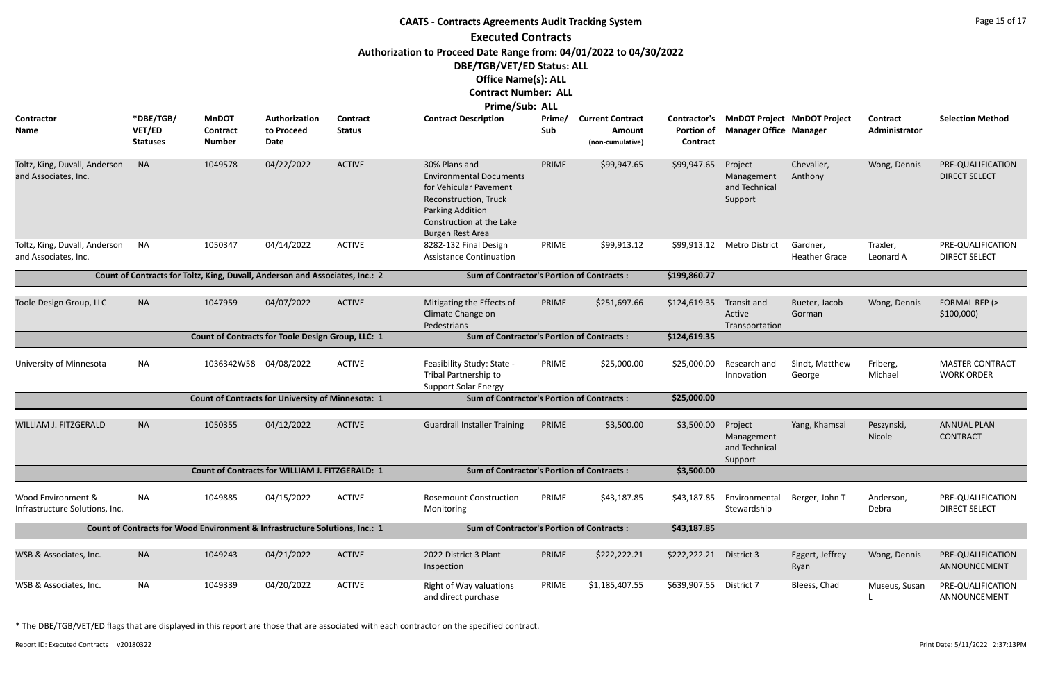# CAATS - Contracts Agreements Audit Tracking System

## Executed Contracts

**Authorization to Proceed Date Range from: 04/01/2022 to 04/30/2022**

**DBE/TGB/VET/ED Status: ALL**

**Office Name(s): ALL**

**Contract Number: ALL**

**Prime/Sub: ALL**

| Contractor Name | *DBE/TGB/VET/ED Statuses | MnDOT Contract Number | Authorization to Proceed Date | Contract Status | Contract Description | Prime/Sub | Current Contract Amount (non-cumulative) | Contractor's Portion of Contract | MnDOT Project Manager Office | MnDOT Project Manager | Contract Administrator | Selection Method |
|---|---|---|---|---|---|---|---|---|---|---|---|---|
| Toltz, King, Duvall, Anderson and Associates, Inc. | NA | 1049578 | 04/22/2022 | ACTIVE | 30% Plans and Environmental Documents for Vehicular Pavement Reconstruction, Truck Parking Addition Construction at the Lake Burgen Rest Area | PRIME | $99,947.65 | $99,947.65 | Project Management and Technical Support | Chevalier, Anthony | Wong, Dennis | PRE-QUALIFICATION DIRECT SELECT |
| Toltz, King, Duvall, Anderson and Associates, Inc. | NA | 1050347 | 04/14/2022 | ACTIVE | 8282-132 Final Design Assistance Continuation | PRIME | $99,913.12 | $99,913.12 | Metro District | Gardner, Heather Grace | Traxler, Leonard A | PRE-QUALIFICATION DIRECT SELECT |
| Count of Contracts for Toltz, King, Duvall, Anderson and Associates, Inc.: 2 | | | | | Sum of Contractor's Portion of Contracts : | | | $199,860.77 | | | | |
| Toole Design Group, LLC | NA | 1047959 | 04/07/2022 | ACTIVE | Mitigating the Effects of Climate Change on Pedestrians | PRIME | $251,697.66 | $124,619.35 | Transit and Active Transportation | Rueter, Jacob Gorman | Wong, Dennis | FORMAL RFP (> $100,000) |
| Count of Contracts for Toole Design Group, LLC: 1 | | | | | Sum of Contractor's Portion of Contracts : | | | $124,619.35 | | | | |
| University of Minnesota | NA | 1036342W58 | 04/08/2022 | ACTIVE | Feasibility Study: State - Tribal Partnership to Support Solar Energy | PRIME | $25,000.00 | $25,000.00 | Research and Innovation | Sindt, Matthew George | Friberg, Michael | MASTER CONTRACT WORK ORDER |
| Count of Contracts for University of Minnesota: 1 | | | | | Sum of Contractor's Portion of Contracts : | | | $25,000.00 | | | | |
| WILLIAM J. FITZGERALD | NA | 1050355 | 04/12/2022 | ACTIVE | Guardrail Installer Training | PRIME | $3,500.00 | $3,500.00 | Project Management and Technical Support | Yang, Khamsai | Peszynski, Nicole | ANNUAL PLAN CONTRACT |
| Count of Contracts for WILLIAM J. FITZGERALD: 1 | | | | | Sum of Contractor's Portion of Contracts : | | | $3,500.00 | | | | |
| Wood Environment & Infrastructure Solutions, Inc. | NA | 1049885 | 04/15/2022 | ACTIVE | Rosemount Construction Monitoring | PRIME | $43,187.85 | $43,187.85 | Environmental Stewardship | Berger, John T | Anderson, Debra | PRE-QUALIFICATION DIRECT SELECT |
| Count of Contracts for Wood Environment & Infrastructure Solutions, Inc.: 1 | | | | | Sum of Contractor's Portion of Contracts : | | | $43,187.85 | | | | |
| WSB & Associates, Inc. | NA | 1049243 | 04/21/2022 | ACTIVE | 2022 District 3 Plant Inspection | PRIME | $222,222.21 | $222,222.21 | District 3 | Eggert, Jeffrey Ryan | Wong, Dennis | PRE-QUALIFICATION ANNOUNCEMENT |
| WSB & Associates, Inc. | NA | 1049339 | 04/20/2022 | ACTIVE | Right of Way valuations and direct purchase | PRIME | $1,185,407.55 | $639,907.55 | District 7 | Bleess, Chad | Museus, Susan L | PRE-QUALIFICATION ANNOUNCEMENT |

* The DBE/TGB/VET/ED flags that are displayed in this report are those that are associated with each contractor on the specified contract.

Report ID: Executed Contracts v20180322

Print Date: 5/11/2022 2:37:13PM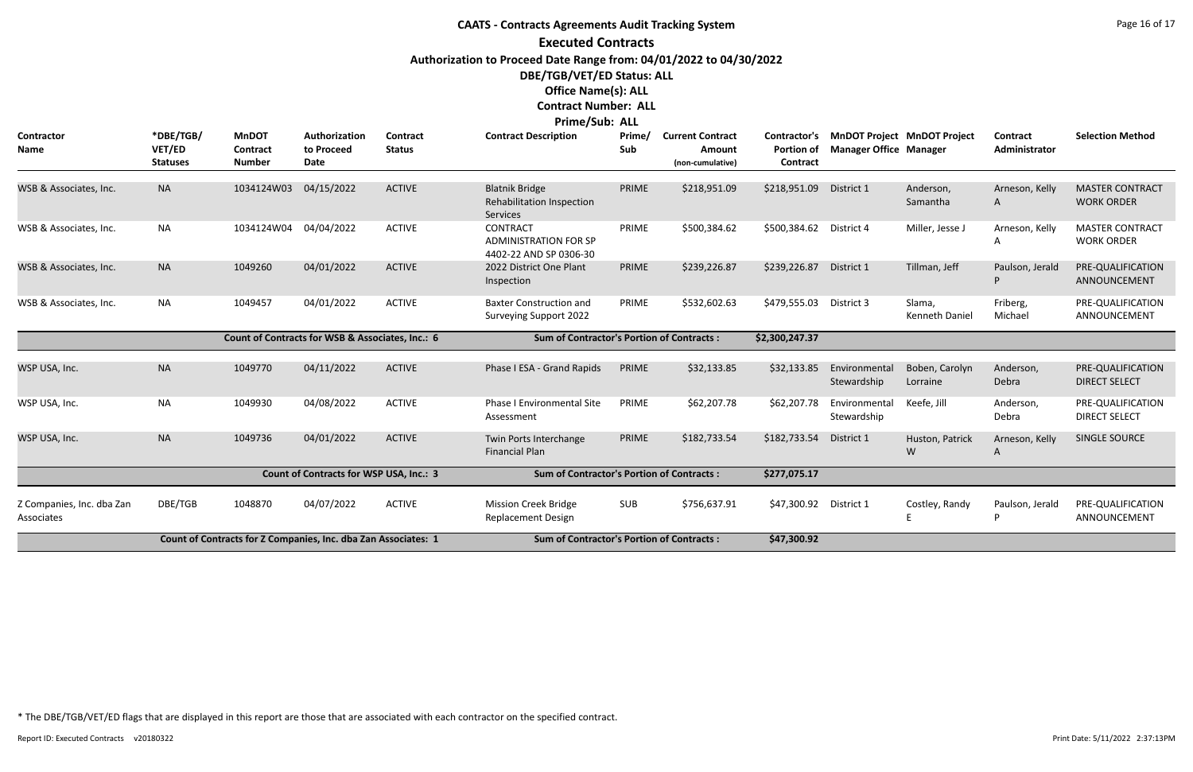# CAATS - Contracts Agreements Audit Tracking System

## Executed Contracts

**Authorization to Proceed Date Range from: 04/01/2022 to 04/30/2022**

**DBE/TGB/VET/ED Status: ALL**

**Office Name(s): ALL**

**Contract Number: ALL**

**Prime/Sub: ALL**

| Contractor Name | *DBE/TGB/ VET/ED Statuses | MnDOT Contract Number | Authorization to Proceed Date | Contract Status | Contract Description | Prime/ Sub | Current Contract Amount (non-cumulative) | Contractor's Portion of Contract | MnDOT Project Manager Office | MnDOT Project Manager | Contract Administrator | Selection Method |
|---|---|---|---|---|---|---|---|---|---|---|---|---|
| WSB & Associates, Inc. | NA | 1034124W03 | 04/15/2022 | ACTIVE | Blatnik Bridge Rehabilitation Inspection Services | PRIME | $218,951.09 | $218,951.09 | District 1 | Anderson, Samantha | Arneson, Kelly A | MASTER CONTRACT WORK ORDER |
| WSB & Associates, Inc. | NA | 1034124W04 | 04/04/2022 | ACTIVE | CONTRACT ADMINISTRATION FOR SP 4402-22 AND SP 0306-30 | PRIME | $500,384.62 | $500,384.62 | District 4 | Miller, Jesse J | Arneson, Kelly A | MASTER CONTRACT WORK ORDER |
| WSB & Associates, Inc. | NA | 1049260 | 04/01/2022 | ACTIVE | 2022 District One Plant Inspection | PRIME | $239,226.87 | $239,226.87 | District 1 | Tillman, Jeff | Paulson, Jerald P | PRE-QUALIFICATION ANNOUNCEMENT |
| WSB & Associates, Inc. | NA | 1049457 | 04/01/2022 | ACTIVE | Baxter Construction and Surveying Support 2022 | PRIME | $532,602.63 | $479,555.03 | District 3 | Slama, Kenneth Daniel | Friberg, Michael | PRE-QUALIFICATION ANNOUNCEMENT |
| | | Count of Contracts for WSB & Associates, Inc.: 6 | | | Sum of Contractor's Portion of Contracts : | | | $2,300,247.37 | | | | |
| WSP USA, Inc. | NA | 1049770 | 04/11/2022 | ACTIVE | Phase I ESA - Grand Rapids | PRIME | $32,133.85 | $32,133.85 | Environmental Stewardship | Boben, Carolyn Lorraine | Anderson, Debra | PRE-QUALIFICATION DIRECT SELECT |
| WSP USA, Inc. | NA | 1049930 | 04/08/2022 | ACTIVE | Phase I Environmental Site Assessment | PRIME | $62,207.78 | $62,207.78 | Environmental Stewardship | Keefe, Jill | Anderson, Debra | PRE-QUALIFICATION DIRECT SELECT |
| WSP USA, Inc. | NA | 1049736 | 04/01/2022 | ACTIVE | Twin Ports Interchange Financial Plan | PRIME | $182,733.54 | $182,733.54 | District 1 | Huston, Patrick W | Arneson, Kelly A | SINGLE SOURCE |
| | | Count of Contracts for WSP USA, Inc.: 3 | | | Sum of Contractor's Portion of Contracts : | | | $277,075.17 | | | | |
| Z Companies, Inc. dba Zan Associates | DBE/TGB | 1048870 | 04/07/2022 | ACTIVE | Mission Creek Bridge Replacement Design | SUB | $756,637.91 | $47,300.92 | District 1 | Costley, Randy E | Paulson, Jerald P | PRE-QUALIFICATION ANNOUNCEMENT |
| | | Count of Contracts for Z Companies, Inc. dba Zan Associates: 1 | | | Sum of Contractor's Portion of Contracts : | | | $47,300.92 | | | | |

\* The DBE/TGB/VET/ED flags that are displayed in this report are those that are associated with each contractor on the specified contract.

Report ID: Executed Contracts v20180322 | Print Date: 5/11/2022 2:37:13PM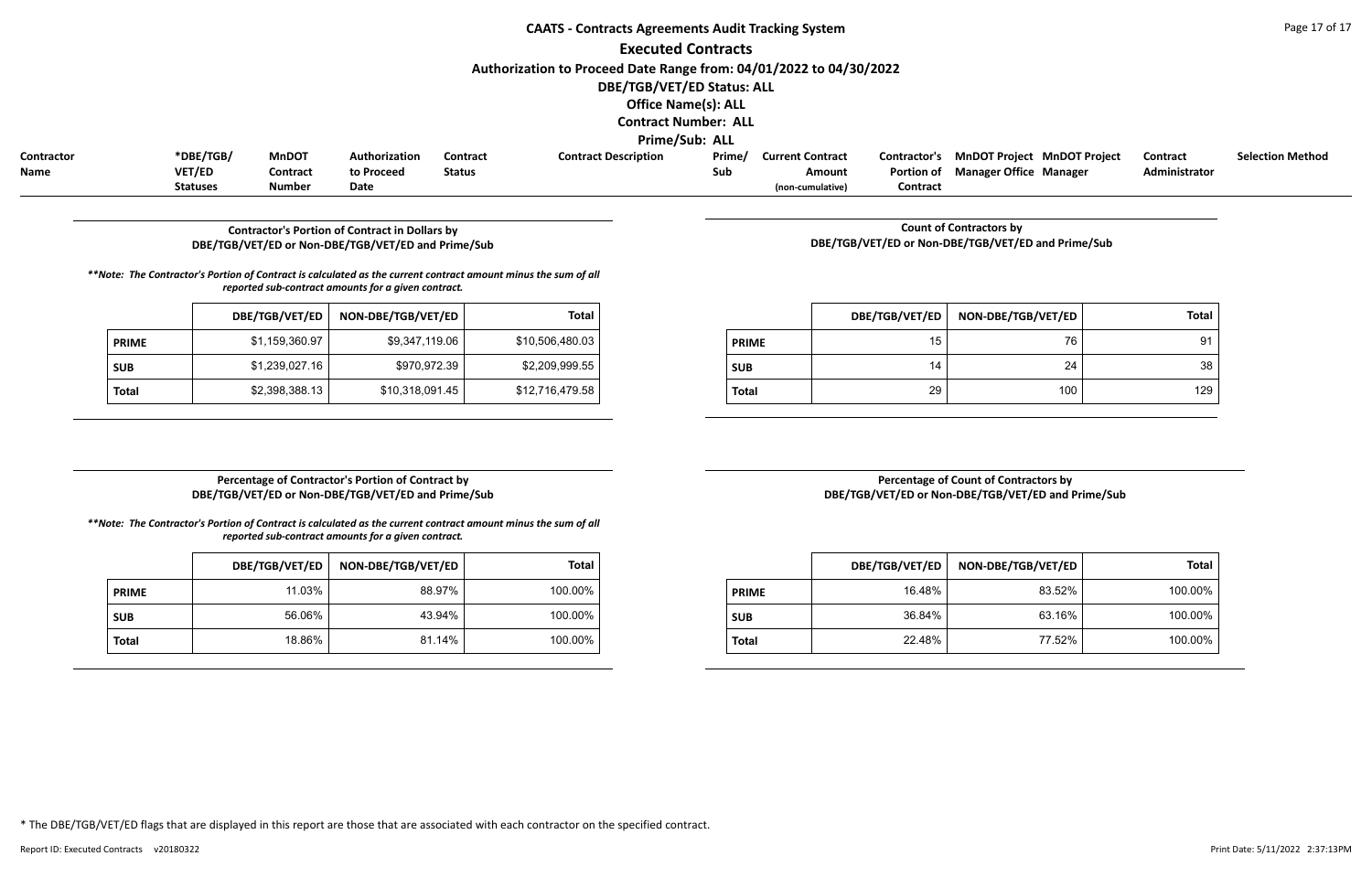# CAATS - Contracts Agreements Audit Tracking System

## Executed Contracts

**Authorization to Proceed Date Range from: 04/01/2022 to 04/30/2022**

**DBE/TGB/VET/ED Status: ALL**

**Office Name(s): ALL**

**Contract Number: ALL**

**Prime/Sub: ALL**

| Contractor Name | *DBE/TGB/ VET/ED Statuses | MnDOT Contract Number | Authorization to Proceed Date | Contract Status | Contract Description | Prime/ Sub | Current Contract Amount (non-cumulative) | Contractor's Portion of Contract | MnDOT Project Manager Office | MnDOT Project Manager | Contract Administrator | Selection Method |
|---|---|---|---|---|---|---|---|---|---|---|---|---|

### Contractor's Portion of Contract in Dollars by DBE/TGB/VET/ED or Non-DBE/TGB/VET/ED and Prime/Sub

***Note: The Contractor's Portion of Contract is calculated as the current contract amount minus the sum of all reported sub-contract amounts for a given contract.*

| | DBE/TGB/VET/ED | NON-DBE/TGB/VET/ED | Total |
|---|---|---|---|
| PRIME | $1,159,360.97 | $9,347,119.06 | $10,506,480.03 |
| SUB | $1,239,027.16 | $970,972.39 | $2,209,999.55 |
| Total | $2,398,388.13 | $10,318,091.45 | $12,716,479.58 |

### Count of Contractors by DBE/TGB/VET/ED or Non-DBE/TGB/VET/ED and Prime/Sub

| | DBE/TGB/VET/ED | NON-DBE/TGB/VET/ED | Total |
|---|---|---|---|
| PRIME | 15 | 76 | 91 |
| SUB | 14 | 24 | 38 |
| Total | 29 | 100 | 129 |

### Percentage of Contractor's Portion of Contract by DBE/TGB/VET/ED or Non-DBE/TGB/VET/ED and Prime/Sub

***Note: The Contractor's Portion of Contract is calculated as the current contract amount minus the sum of all reported sub-contract amounts for a given contract.*

| | DBE/TGB/VET/ED | NON-DBE/TGB/VET/ED | Total |
|---|---|---|---|
| PRIME | 11.03% | 88.97% | 100.00% |
| SUB | 56.06% | 43.94% | 100.00% |
| Total | 18.86% | 81.14% | 100.00% |

### Percentage of Count of Contractors by DBE/TGB/VET/ED or Non-DBE/TGB/VET/ED and Prime/Sub

| | DBE/TGB/VET/ED | NON-DBE/TGB/VET/ED | Total |
|---|---|---|---|
| PRIME | 16.48% | 83.52% | 100.00% |
| SUB | 36.84% | 63.16% | 100.00% |
| Total | 22.48% | 77.52% | 100.00% |

* The DBE/TGB/VET/ED flags that are displayed in this report are those that are associated with each contractor on the specified contract.

Report ID: Executed Contracts v20180322

Print Date: 5/11/2022 2:37:13PM